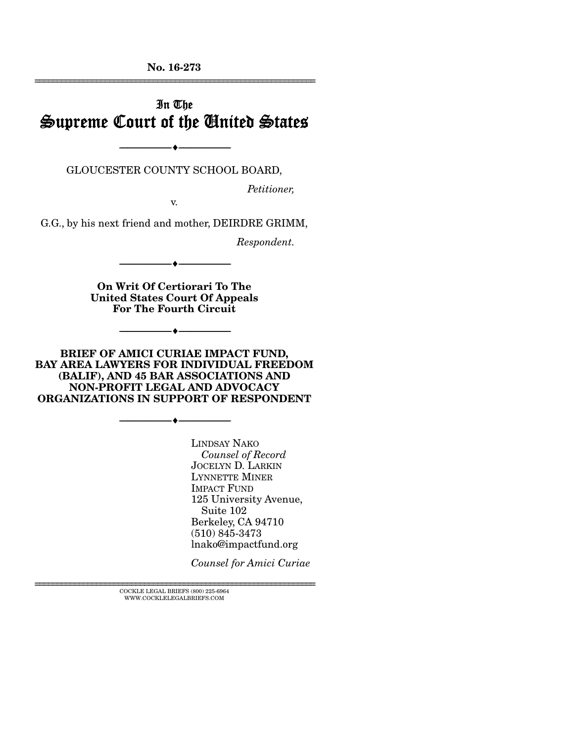**No. 16-273**

---

In The
# Supreme Court of the United States

---

GLOUCESTER COUNTY SCHOOL BOARD,

*Petitioner,*

v.

G.G., by his next friend and mother, DEIRDRE GRIMM,

*Respondent.*

---

**On Writ Of Certiorari To The United States Court Of Appeals For The Fourth Circuit**

---

**BRIEF OF AMICI CURIAE IMPACT FUND, BAY AREA LAWYERS FOR INDIVIDUAL FREEDOM (BALIF), AND 45 BAR ASSOCIATIONS AND NON-PROFIT LEGAL AND ADVOCACY ORGANIZATIONS IN SUPPORT OF RESPONDENT**

---

LINDSAY NAKO
*Counsel of Record*
JOCELYN D. LARKIN
LYNNETTE MINER
IMPACT FUND
125 University Avenue,
Suite 102
Berkeley, CA 94710
(510) 845-3473
lnako@impactfund.org

*Counsel for Amici Curiae*

---

COCKLE LEGAL BRIEFS (800) 225-6964
WWW.COCKLELEGALBRIEFS.COM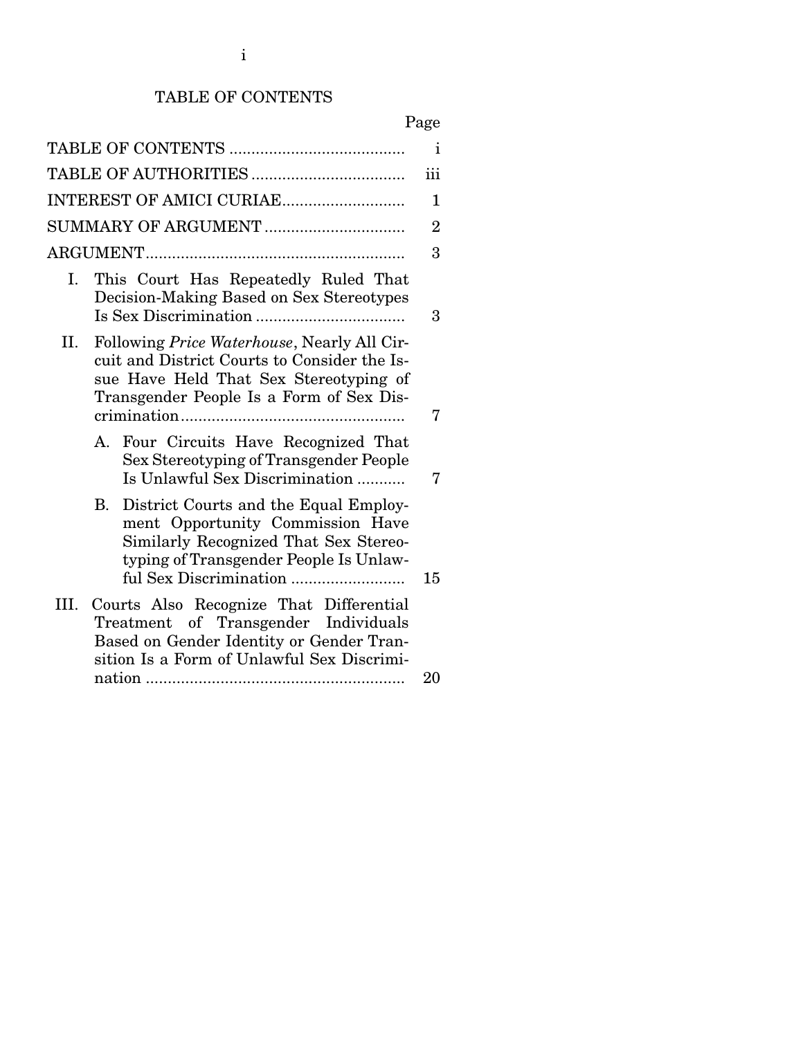# TABLE OF CONTENTS

| | Page |
|---|---|
| TABLE OF CONTENTS | i |
| TABLE OF AUTHORITIES | iii |
| INTEREST OF AMICI CURIAE | 1 |
| SUMMARY OF ARGUMENT | 2 |
| ARGUMENT | 3 |
| I. This Court Has Repeatedly Ruled That Decision-Making Based on Sex Stereotypes Is Sex Discrimination | 3 |
| II. Following *Price Waterhouse*, Nearly All Circuit and District Courts to Consider the Issue Have Held That Sex Stereotyping of Transgender People Is a Form of Sex Discrimination | 7 |
| A. Four Circuits Have Recognized That Sex Stereotyping of Transgender People Is Unlawful Sex Discrimination | 7 |
| B. District Courts and the Equal Employment Opportunity Commission Have Similarly Recognized That Sex Stereotyping of Transgender People Is Unlawful Sex Discrimination | 15 |
| III. Courts Also Recognize That Differential Treatment of Transgender Individuals Based on Gender Identity or Gender Transition Is a Form of Unlawful Sex Discrimination | 20 |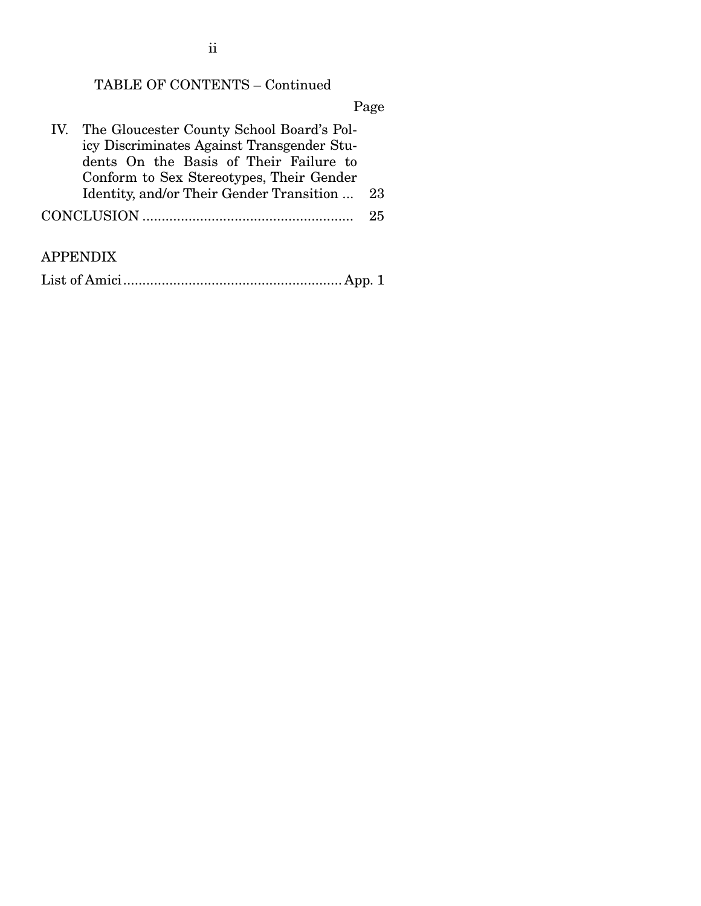TABLE OF CONTENTS – Continued

| | Page |
|---|---|
| IV. The Gloucester County School Board's Policy Discriminates Against Transgender Students On the Basis of Their Failure to Conform to Sex Stereotypes, Their Gender Identity, and/or Their Gender Transition ... | 23 |
| CONCLUSION ....................................................... | 25 |

APPENDIX

| | |
|---|---|
| List of Amici......................................................... | App. 1 |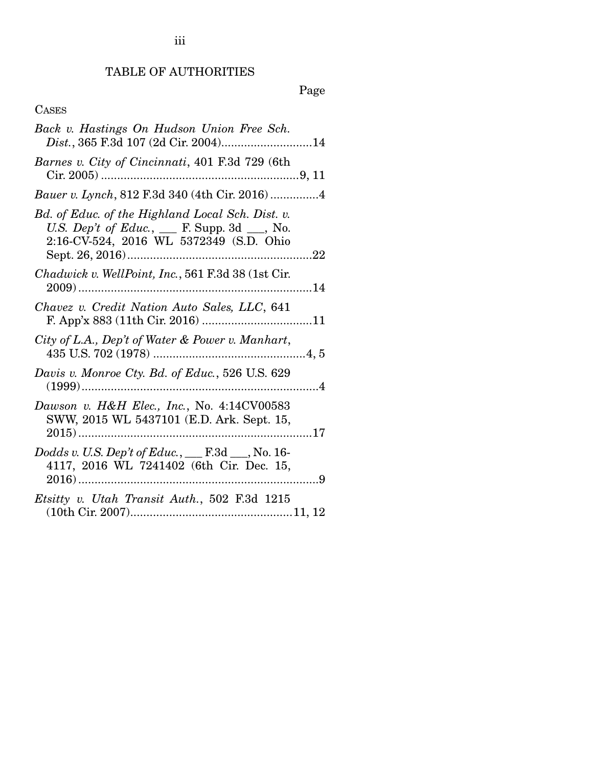## TABLE OF AUTHORITIES

Page

CASES

*Back v. Hastings On Hudson Union Free Sch. Dist.*, 365 F.3d 107 (2d Cir. 2004)............................14

*Barnes v. City of Cincinnati*, 401 F.3d 729 (6th Cir. 2005) .............................................................9, 11

*Bauer v. Lynch*, 812 F.3d 340 (4th Cir. 2016) ...............4

*Bd. of Educ. of the Highland Local Sch. Dist. v. U.S. Dep't of Educ.*, ___ F. Supp. 3d ___, No. 2:16-CV-524, 2016 WL 5372349 (S.D. Ohio Sept. 26, 2016).........................................................22

*Chadwick v. WellPoint, Inc.*, 561 F.3d 38 (1st Cir. 2009).........................................................................14

*Chavez v. Credit Nation Auto Sales, LLC*, 641 F. App'x 883 (11th Cir. 2016) ..................................11

*City of L.A., Dep't of Water & Power v. Manhart*, 435 U.S. 702 (1978) ...............................................4, 5

*Davis v. Monroe Cty. Bd. of Educ.*, 526 U.S. 629 (1999).........................................................................4

*Dawson v. H&H Elec., Inc.*, No. 4:14CV00583 SWW, 2015 WL 5437101 (E.D. Ark. Sept. 15, 2015).........................................................................17

*Dodds v. U.S. Dep't of Educ.*, ___ F.3d ___, No. 16-4117, 2016 WL 7241402 (6th Cir. Dec. 15, 2016)..........................................................................9

*Etsitty v. Utah Transit Auth.*, 502 F.3d 1215 (10th Cir. 2007).................................................11, 12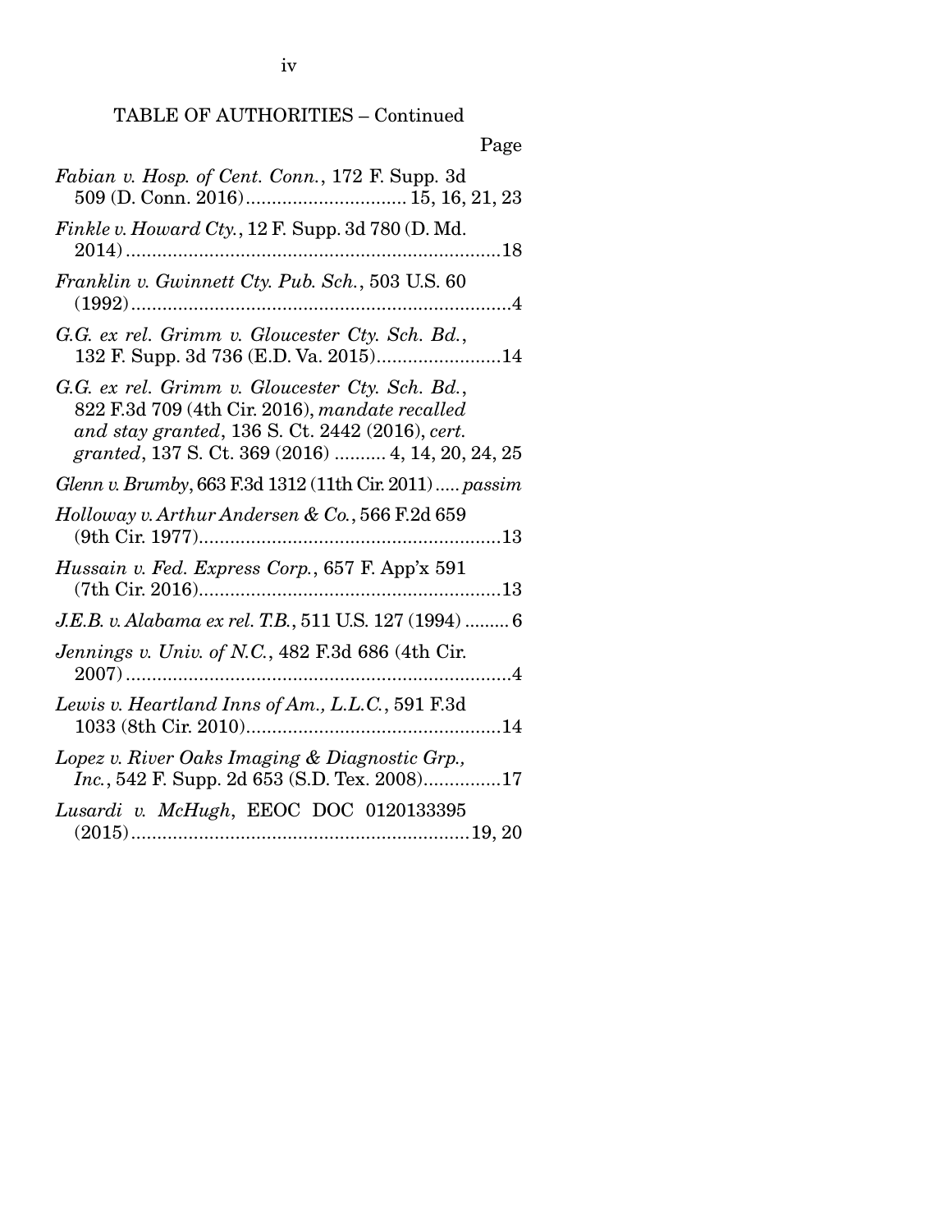TABLE OF AUTHORITIES – Continued

Page

*Fabian v. Hosp. of Cent. Conn.*, 172 F. Supp. 3d 509 (D. Conn. 2016)...............................15, 16, 21, 23

*Finkle v. Howard Cty.*, 12 F. Supp. 3d 780 (D. Md. 2014)........................................................................18

*Franklin v. Gwinnett Cty. Pub. Sch.*, 503 U.S. 60 (1992)........................................................................4

*G.G. ex rel. Grimm v. Gloucester Cty. Sch. Bd.*, 132 F. Supp. 3d 736 (E.D. Va. 2015)........................14

*G.G. ex rel. Grimm v. Gloucester Cty. Sch. Bd.*, 822 F.3d 709 (4th Cir. 2016), *mandate recalled and stay granted*, 136 S. Ct. 2442 (2016), *cert. granted*, 137 S. Ct. 369 (2016) .......... 4, 14, 20, 24, 25

*Glenn v. Brumby*, 663 F.3d 1312 (11th Cir. 2011).....*passim*

*Holloway v. Arthur Andersen & Co.*, 566 F.2d 659 (9th Cir. 1977)..........................................................13

*Hussain v. Fed. Express Corp.*, 657 F. App'x 591 (7th Cir. 2016)..........................................................13

*J.E.B. v. Alabama ex rel. T.B.*, 511 U.S. 127 (1994) ......... 6

*Jennings v. Univ. of N.C.*, 482 F.3d 686 (4th Cir. 2007)..........................................................................4

*Lewis v. Heartland Inns of Am., L.L.C.*, 591 F.3d 1033 (8th Cir. 2010).................................................14

*Lopez v. River Oaks Imaging & Diagnostic Grp., Inc.*, 542 F. Supp. 2d 653 (S.D. Tex. 2008)...............17

*Lusardi v. McHugh*, EEOC DOC 0120133395 (2015).................................................................19, 20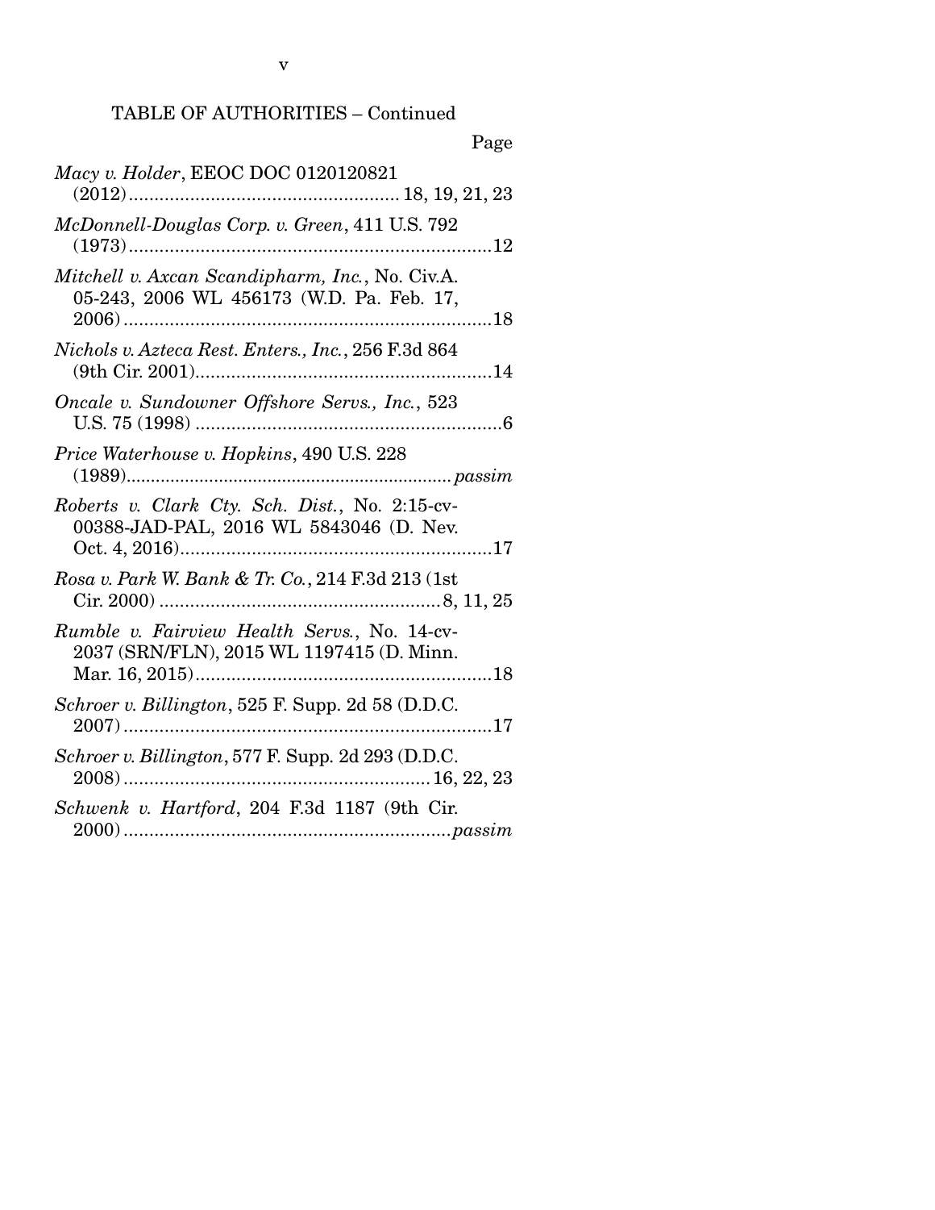TABLE OF AUTHORITIES – Continued

Page

*Macy v. Holder*, EEOC DOC 0120120821 (2012)....................................................18, 19, 21, 23

*McDonnell-Douglas Corp. v. Green*, 411 U.S. 792 (1973)......................................................................12

*Mitchell v. Axcan Scandipharm, Inc.*, No. Civ.A. 05-243, 2006 WL 456173 (W.D. Pa. Feb. 17, 2006)........................................................................18

*Nichols v. Azteca Rest. Enters., Inc.*, 256 F.3d 864 (9th Cir. 2001)..........................................................14

*Oncale v. Sundowner Offshore Servs., Inc.*, 523 U.S. 75 (1998) ............................................................6

*Price Waterhouse v. Hopkins*, 490 U.S. 228 (1989).................................................................*passim*

*Roberts v. Clark Cty. Sch. Dist.*, No. 2:15-cv-00388-JAD-PAL, 2016 WL 5843046 (D. Nev. Oct. 4, 2016).............................................................17

*Rosa v. Park W. Bank & Tr. Co.*, 214 F.3d 213 (1st Cir. 2000) ......................................................8, 11, 25

*Rumble v. Fairview Health Servs.*, No. 14-cv-2037 (SRN/FLN), 2015 WL 1197415 (D. Minn. Mar. 16, 2015)..........................................................18

*Schroer v. Billington*, 525 F. Supp. 2d 58 (D.D.C. 2007)........................................................................17

*Schroer v. Billington*, 577 F. Supp. 2d 293 (D.D.C. 2008)...........................................................16, 22, 23

*Schwenk v. Hartford*, 204 F.3d 1187 (9th Cir. 2000)...............................................................*passim*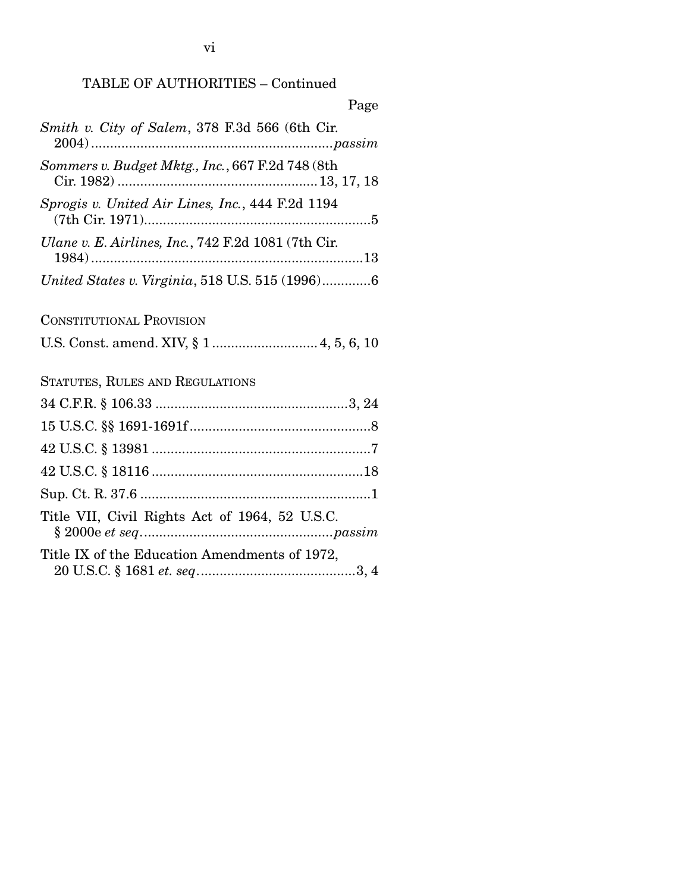TABLE OF AUTHORITIES – Continued

Page

*Smith v. City of Salem*, 378 F.3d 566 (6th Cir. 2004) ................................................................*passim*

*Sommers v. Budget Mktg., Inc.*, 667 F.2d 748 (8th Cir. 1982) .................................................... 13, 17, 18

*Sprogis v. United Air Lines, Inc.*, 444 F.2d 1194 (7th Cir. 1971)............................................................5

*Ulane v. E. Airlines, Inc.*, 742 F.2d 1081 (7th Cir. 1984) ........................................................................13

*United States v. Virginia*, 518 U.S. 515 (1996)............6

CONSTITUTIONAL PROVISION

U.S. Const. amend. XIV, § 1 ............................ 4, 5, 6, 10

STATUTES, RULES AND REGULATIONS

34 C.F.R. § 106.33 ...................................................3, 24

15 U.S.C. §§ 1691-1691f................................................8

42 U.S.C. § 13981 ..........................................................7

42 U.S.C. § 18116 ........................................................18

Sup. Ct. R. 37.6 .............................................................1

Title VII, Civil Rights Act of 1964, 52 U.S.C. § 2000e *et seq*..................................................*passim*

Title IX of the Education Amendments of 1972, 20 U.S.C. § 1681 *et. seq*..........................................3, 4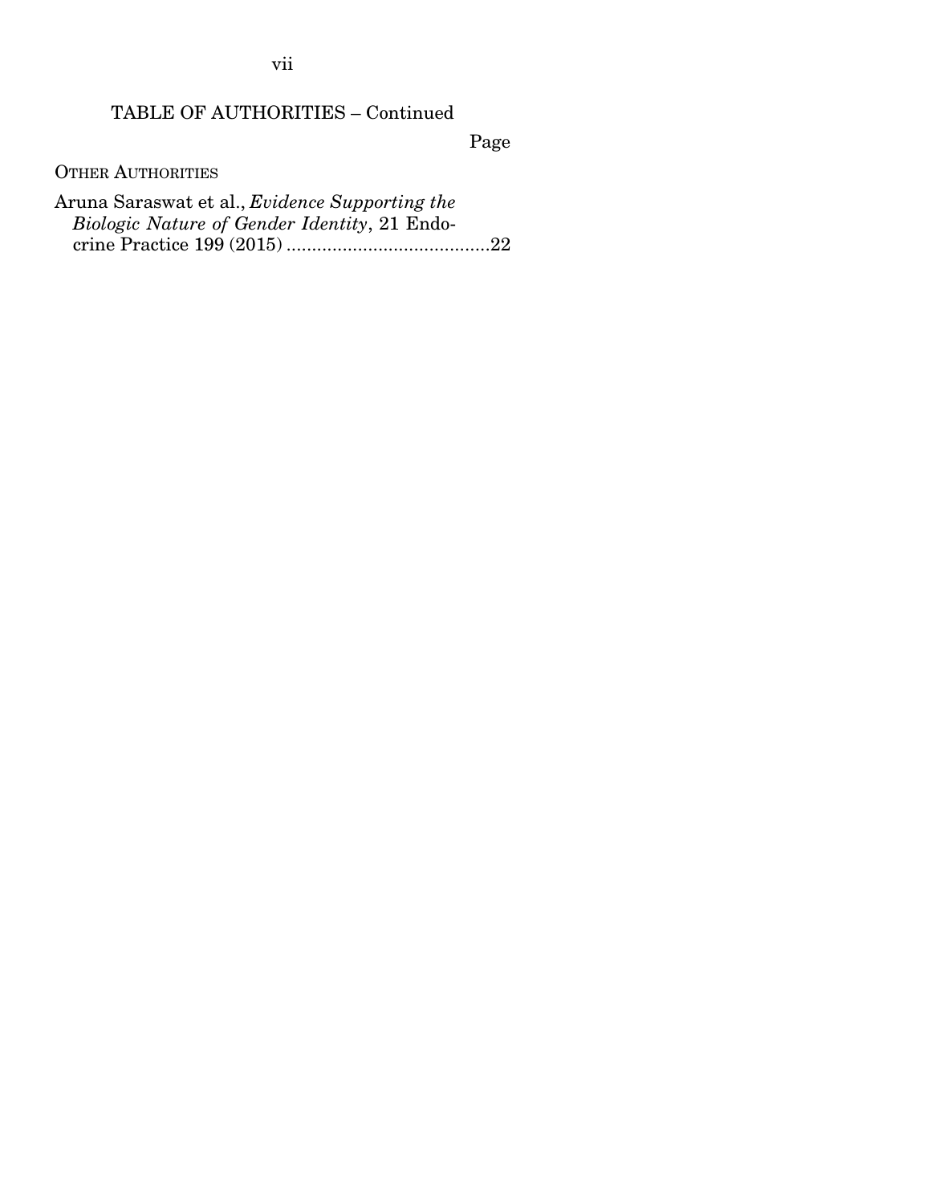TABLE OF AUTHORITIES – Continued

Page

OTHER AUTHORITIES

Aruna Saraswat et al., *Evidence Supporting the Biologic Nature of Gender Identity*, 21 Endocrine Practice 199 (2015) ........................................22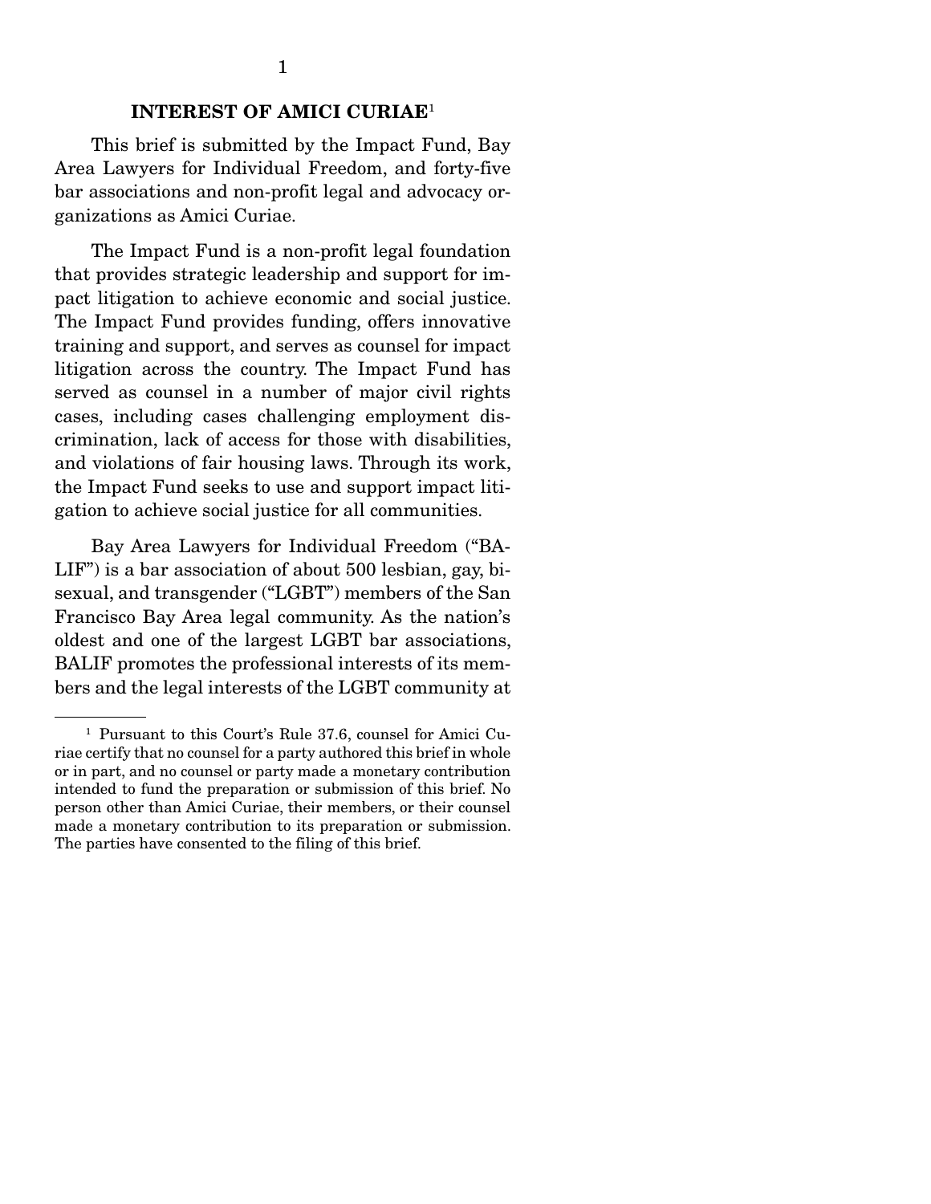## INTEREST OF AMICI CURIAE[1]

This brief is submitted by the Impact Fund, Bay Area Lawyers for Individual Freedom, and forty-five bar associations and non-profit legal and advocacy organizations as Amici Curiae.

The Impact Fund is a non-profit legal foundation that provides strategic leadership and support for impact litigation to achieve economic and social justice. The Impact Fund provides funding, offers innovative training and support, and serves as counsel for impact litigation across the country. The Impact Fund has served as counsel in a number of major civil rights cases, including cases challenging employment discrimination, lack of access for those with disabilities, and violations of fair housing laws. Through its work, the Impact Fund seeks to use and support impact litigation to achieve social justice for all communities.

Bay Area Lawyers for Individual Freedom ("BALIF") is a bar association of about 500 lesbian, gay, bisexual, and transgender ("LGBT") members of the San Francisco Bay Area legal community. As the nation's oldest and one of the largest LGBT bar associations, BALIF promotes the professional interests of its members and the legal interests of the LGBT community at

---

[1] Pursuant to this Court's Rule 37.6, counsel for Amici Curiae certify that no counsel for a party authored this brief in whole or in part, and no counsel or party made a monetary contribution intended to fund the preparation or submission of this brief. No person other than Amici Curiae, their members, or their counsel made a monetary contribution to its preparation or submission. The parties have consented to the filing of this brief.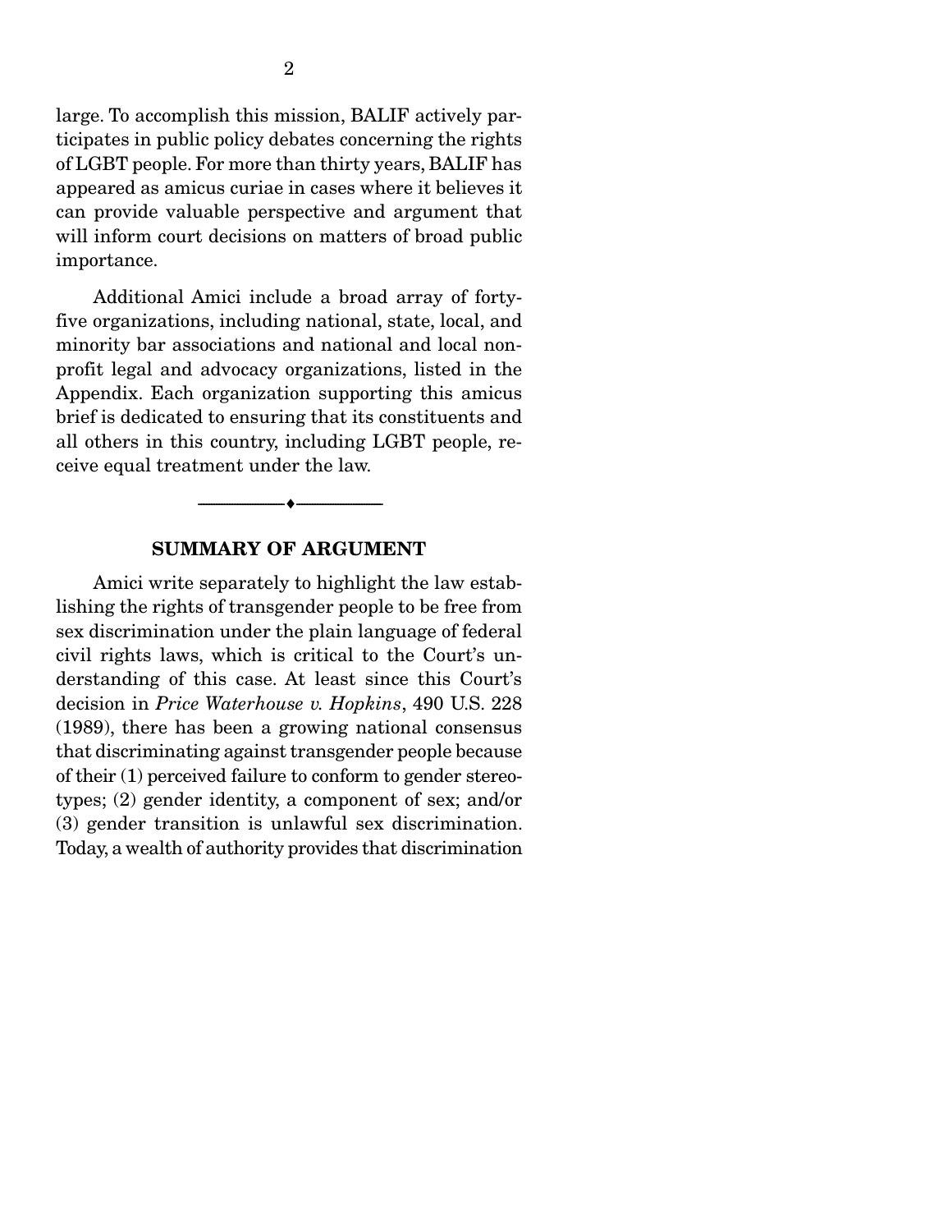large. To accomplish this mission, BALIF actively participates in public policy debates concerning the rights of LGBT people. For more than thirty years, BALIF has appeared as amicus curiae in cases where it believes it can provide valuable perspective and argument that will inform court decisions on matters of broad public importance.

Additional Amici include a broad array of forty-five organizations, including national, state, local, and minority bar associations and national and local non-profit legal and advocacy organizations, listed in the Appendix. Each organization supporting this amicus brief is dedicated to ensuring that its constituents and all others in this country, including LGBT people, receive equal treatment under the law.

---

## SUMMARY OF ARGUMENT

Amici write separately to highlight the law establishing the rights of transgender people to be free from sex discrimination under the plain language of federal civil rights laws, which is critical to the Court's understanding of this case. At least since this Court's decision in *Price Waterhouse v. Hopkins*, 490 U.S. 228 (1989), there has been a growing national consensus that discriminating against transgender people because of their (1) perceived failure to conform to gender stereotypes; (2) gender identity, a component of sex; and/or (3) gender transition is unlawful sex discrimination. Today, a wealth of authority provides that discrimination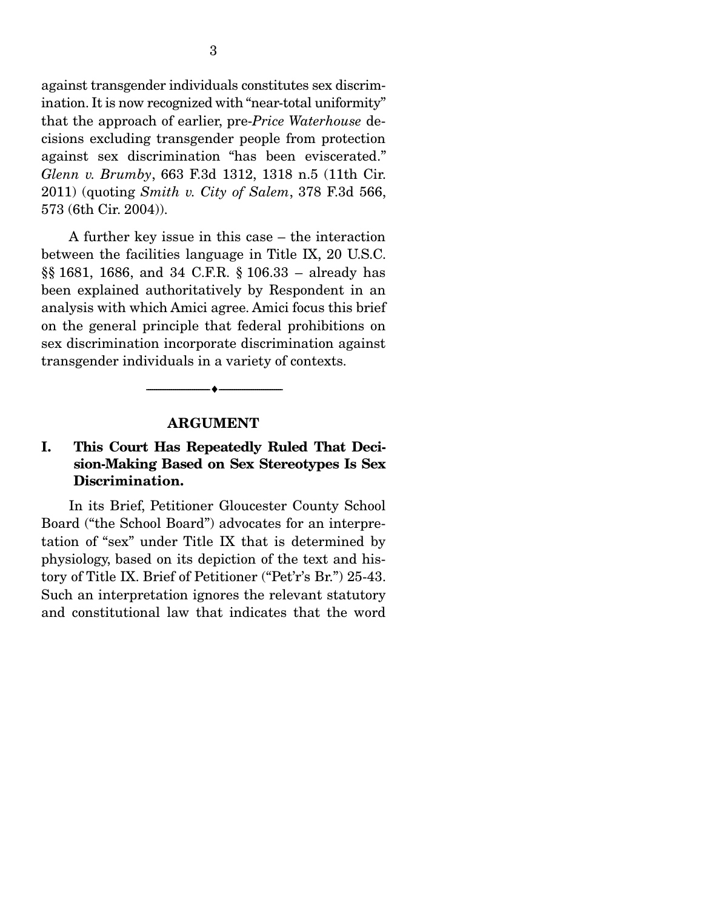against transgender individuals constitutes sex discrimination. It is now recognized with "near-total uniformity" that the approach of earlier, pre-*Price Waterhouse* decisions excluding transgender people from protection against sex discrimination "has been eviscerated." *Glenn v. Brumby*, 663 F.3d 1312, 1318 n.5 (11th Cir. 2011) (quoting *Smith v. City of Salem*, 378 F.3d 566, 573 (6th Cir. 2004)).

A further key issue in this case – the interaction between the facilities language in Title IX, 20 U.S.C. §§ 1681, 1686, and 34 C.F.R. § 106.33 – already has been explained authoritatively by Respondent in an analysis with which Amici agree. Amici focus this brief on the general principle that federal prohibitions on sex discrimination incorporate discrimination against transgender individuals in a variety of contexts.

---

## ARGUMENT

### I. This Court Has Repeatedly Ruled That Decision-Making Based on Sex Stereotypes Is Sex Discrimination.

In its Brief, Petitioner Gloucester County School Board ("the School Board") advocates for an interpretation of "sex" under Title IX that is determined by physiology, based on its depiction of the text and history of Title IX. Brief of Petitioner ("Pet'r's Br.") 25-43. Such an interpretation ignores the relevant statutory and constitutional law that indicates that the word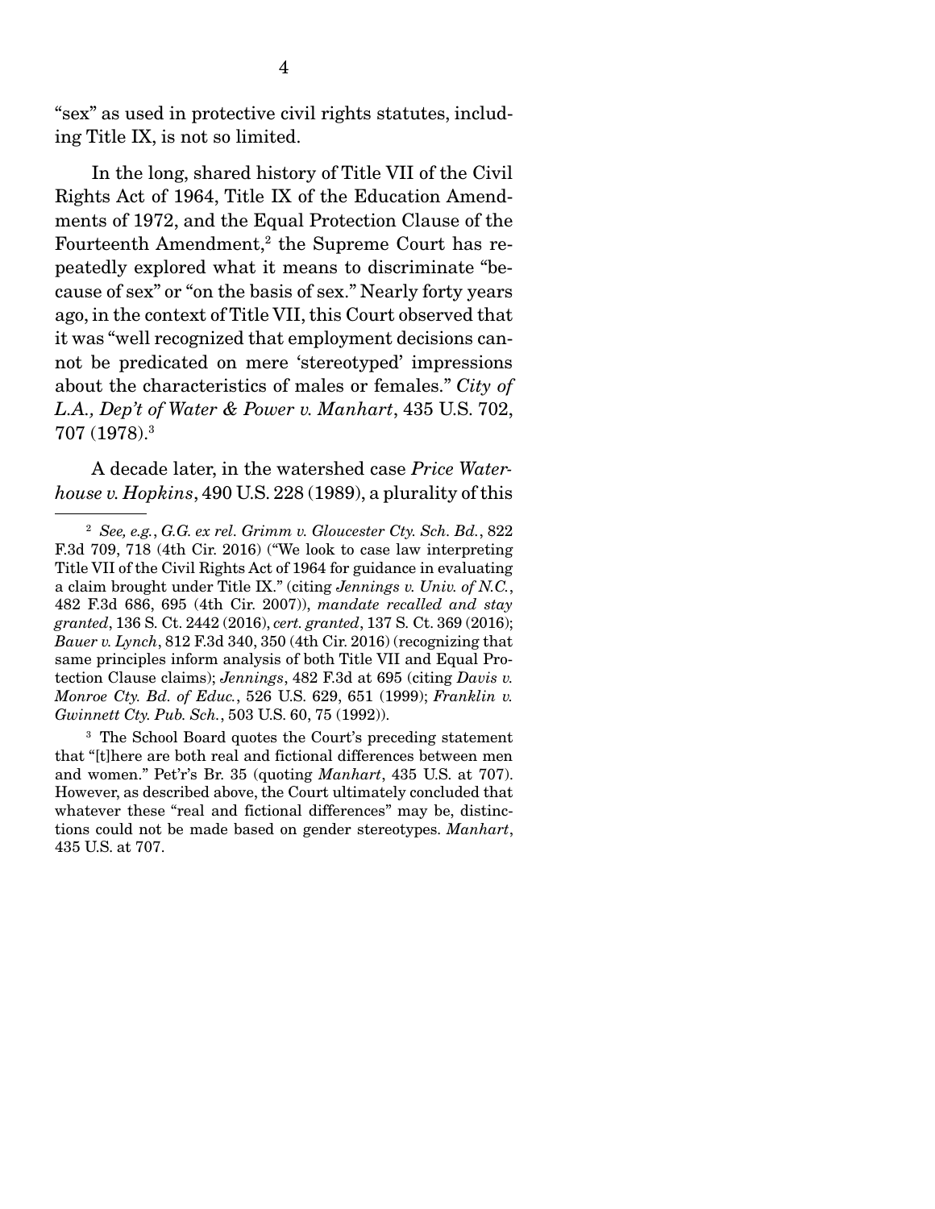"sex" as used in protective civil rights statutes, including Title IX, is not so limited.

In the long, shared history of Title VII of the Civil Rights Act of 1964, Title IX of the Education Amendments of 1972, and the Equal Protection Clause of the Fourteenth Amendment,[2] the Supreme Court has repeatedly explored what it means to discriminate "because of sex" or "on the basis of sex." Nearly forty years ago, in the context of Title VII, this Court observed that it was "well recognized that employment decisions cannot be predicated on mere 'stereotyped' impressions about the characteristics of males or females." *City of L.A., Dep't of Water & Power v. Manhart*, 435 U.S. 702, 707 (1978).[3]

A decade later, in the watershed case *Price Waterhouse v. Hopkins*, 490 U.S. 228 (1989), a plurality of this

---

[2] *See, e.g.*, *G.G. ex rel. Grimm v. Gloucester Cty. Sch. Bd.*, 822 F.3d 709, 718 (4th Cir. 2016) ("We look to case law interpreting Title VII of the Civil Rights Act of 1964 for guidance in evaluating a claim brought under Title IX." (citing *Jennings v. Univ. of N.C.*, 482 F.3d 686, 695 (4th Cir. 2007)), *mandate recalled and stay granted*, 136 S. Ct. 2442 (2016), *cert. granted*, 137 S. Ct. 369 (2016); *Bauer v. Lynch*, 812 F.3d 340, 350 (4th Cir. 2016) (recognizing that same principles inform analysis of both Title VII and Equal Protection Clause claims); *Jennings*, 482 F.3d at 695 (citing *Davis v. Monroe Cty. Bd. of Educ.*, 526 U.S. 629, 651 (1999); *Franklin v. Gwinnett Cty. Pub. Sch.*, 503 U.S. 60, 75 (1992)).

[3] The School Board quotes the Court's preceding statement that "[t]here are both real and fictional differences between men and women." Pet'r's Br. 35 (quoting *Manhart*, 435 U.S. at 707). However, as described above, the Court ultimately concluded that whatever these "real and fictional differences" may be, distinctions could not be made based on gender stereotypes. *Manhart*, 435 U.S. at 707.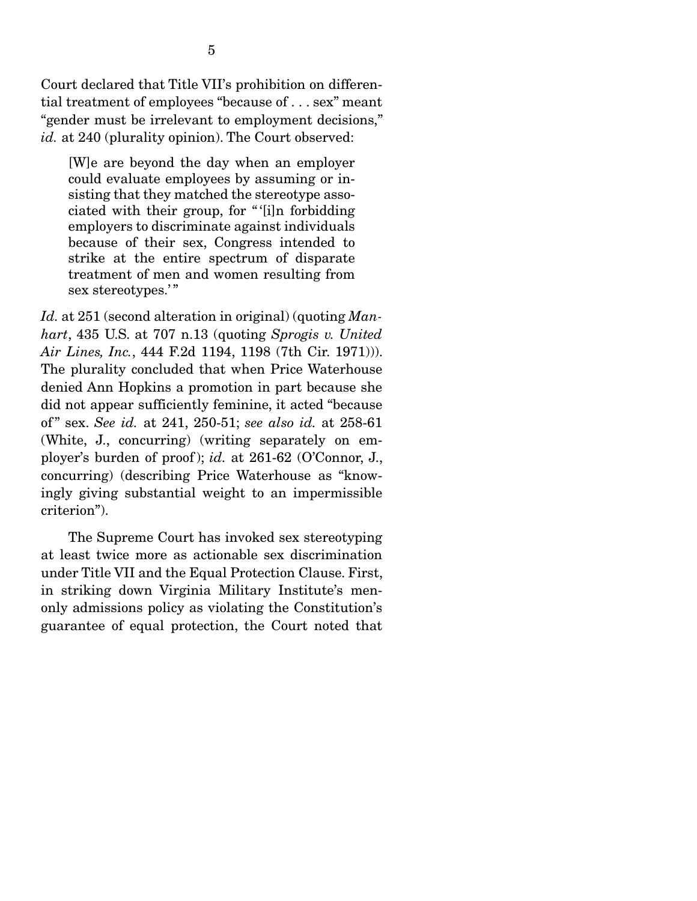Court declared that Title VII's prohibition on differential treatment of employees "because of . . . sex" meant "gender must be irrelevant to employment decisions," *id.* at 240 (plurality opinion). The Court observed:

> [W]e are beyond the day when an employer could evaluate employees by assuming or insisting that they matched the stereotype associated with their group, for "'[i]n forbidding employers to discriminate against individuals because of their sex, Congress intended to strike at the entire spectrum of disparate treatment of men and women resulting from sex stereotypes.'"

*Id.* at 251 (second alteration in original) (quoting *Manhart*, 435 U.S. at 707 n.13 (quoting *Sprogis v. United Air Lines, Inc.*, 444 F.2d 1194, 1198 (7th Cir. 1971))). The plurality concluded that when Price Waterhouse denied Ann Hopkins a promotion in part because she did not appear sufficiently feminine, it acted "because of" sex. *See id.* at 241, 250-51; *see also id.* at 258-61 (White, J., concurring) (writing separately on employer's burden of proof); *id.* at 261-62 (O'Connor, J., concurring) (describing Price Waterhouse as "knowingly giving substantial weight to an impermissible criterion").

The Supreme Court has invoked sex stereotyping at least twice more as actionable sex discrimination under Title VII and the Equal Protection Clause. First, in striking down Virginia Military Institute's men-only admissions policy as violating the Constitution's guarantee of equal protection, the Court noted that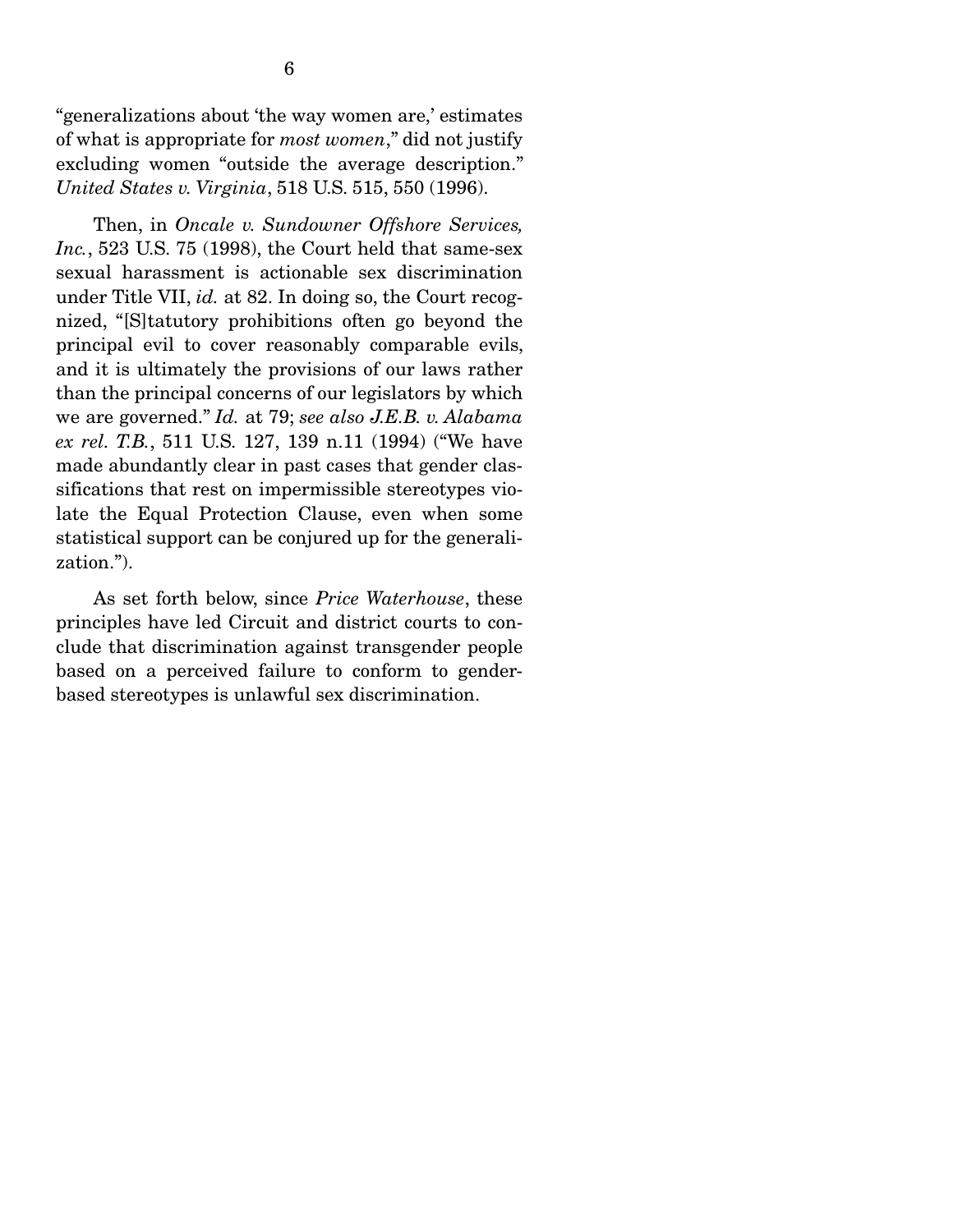"generalizations about 'the way women are,' estimates of what is appropriate for *most women*," did not justify excluding women "outside the average description." *United States v. Virginia*, 518 U.S. 515, 550 (1996).

Then, in *Oncale v. Sundowner Offshore Services, Inc.*, 523 U.S. 75 (1998), the Court held that same-sex sexual harassment is actionable sex discrimination under Title VII, *id.* at 82. In doing so, the Court recognized, "[S]tatutory prohibitions often go beyond the principal evil to cover reasonably comparable evils, and it is ultimately the provisions of our laws rather than the principal concerns of our legislators by which we are governed." *Id.* at 79; *see also J.E.B. v. Alabama ex rel. T.B.*, 511 U.S. 127, 139 n.11 (1994) ("We have made abundantly clear in past cases that gender classifications that rest on impermissible stereotypes violate the Equal Protection Clause, even when some statistical support can be conjured up for the generalization.").

As set forth below, since *Price Waterhouse*, these principles have led Circuit and district courts to conclude that discrimination against transgender people based on a perceived failure to conform to gender-based stereotypes is unlawful sex discrimination.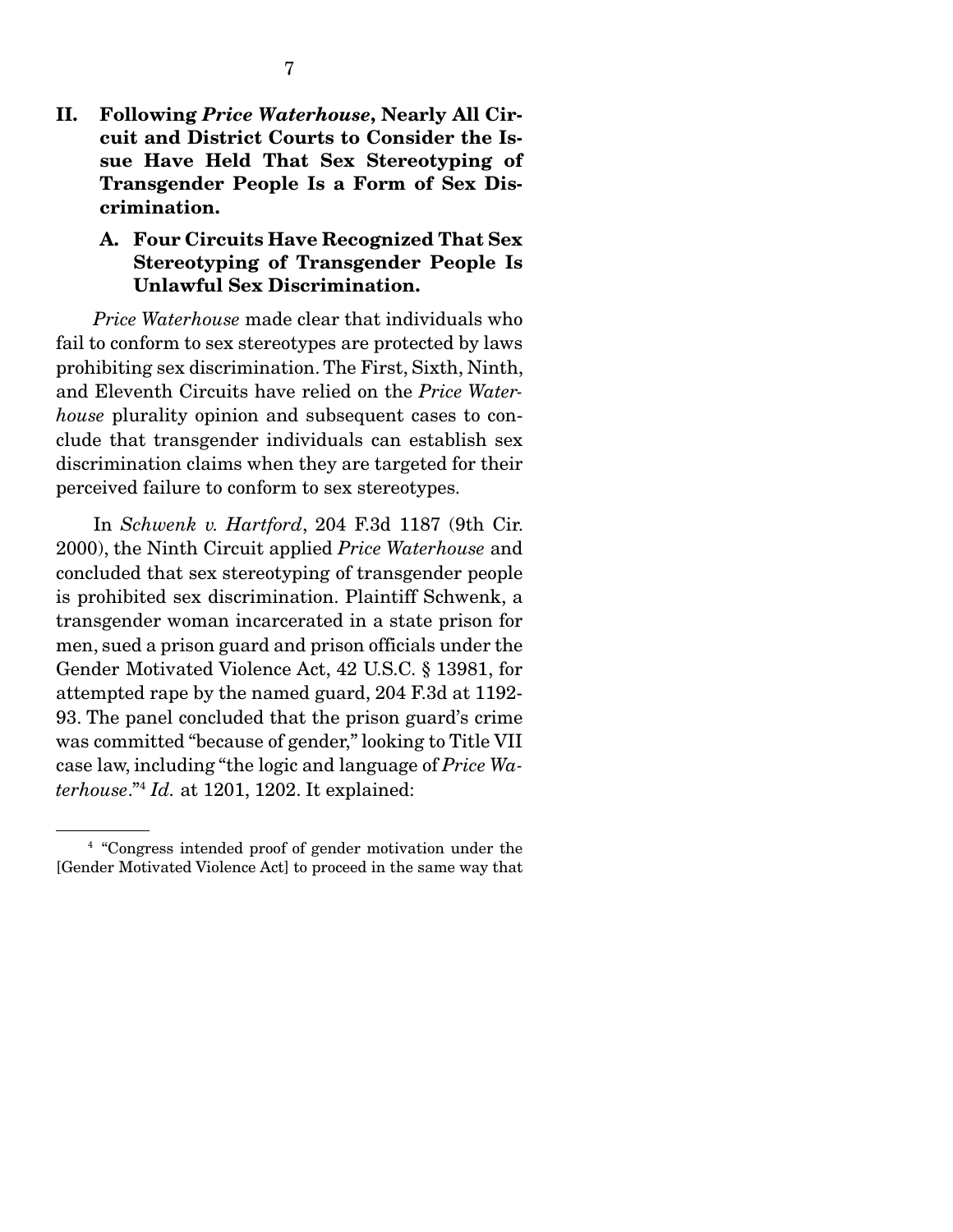## II. Following *Price Waterhouse*, Nearly All Circuit and District Courts to Consider the Issue Have Held That Sex Stereotyping of Transgender People Is a Form of Sex Discrimination.

### A. Four Circuits Have Recognized That Sex Stereotyping of Transgender People Is Unlawful Sex Discrimination.

*Price Waterhouse* made clear that individuals who fail to conform to sex stereotypes are protected by laws prohibiting sex discrimination. The First, Sixth, Ninth, and Eleventh Circuits have relied on the *Price Waterhouse* plurality opinion and subsequent cases to conclude that transgender individuals can establish sex discrimination claims when they are targeted for their perceived failure to conform to sex stereotypes.

In *Schwenk v. Hartford*, 204 F.3d 1187 (9th Cir. 2000), the Ninth Circuit applied *Price Waterhouse* and concluded that sex stereotyping of transgender people is prohibited sex discrimination. Plaintiff Schwenk, a transgender woman incarcerated in a state prison for men, sued a prison guard and prison officials under the Gender Motivated Violence Act, 42 U.S.C. § 13981, for attempted rape by the named guard, 204 F.3d at 1192-93. The panel concluded that the prison guard's crime was committed "because of gender," looking to Title VII case law, including "the logic and language of *Price Waterhouse*."[4] *Id.* at 1201, 1202. It explained:

[4] "Congress intended proof of gender motivation under the [Gender Motivated Violence Act] to proceed in the same way that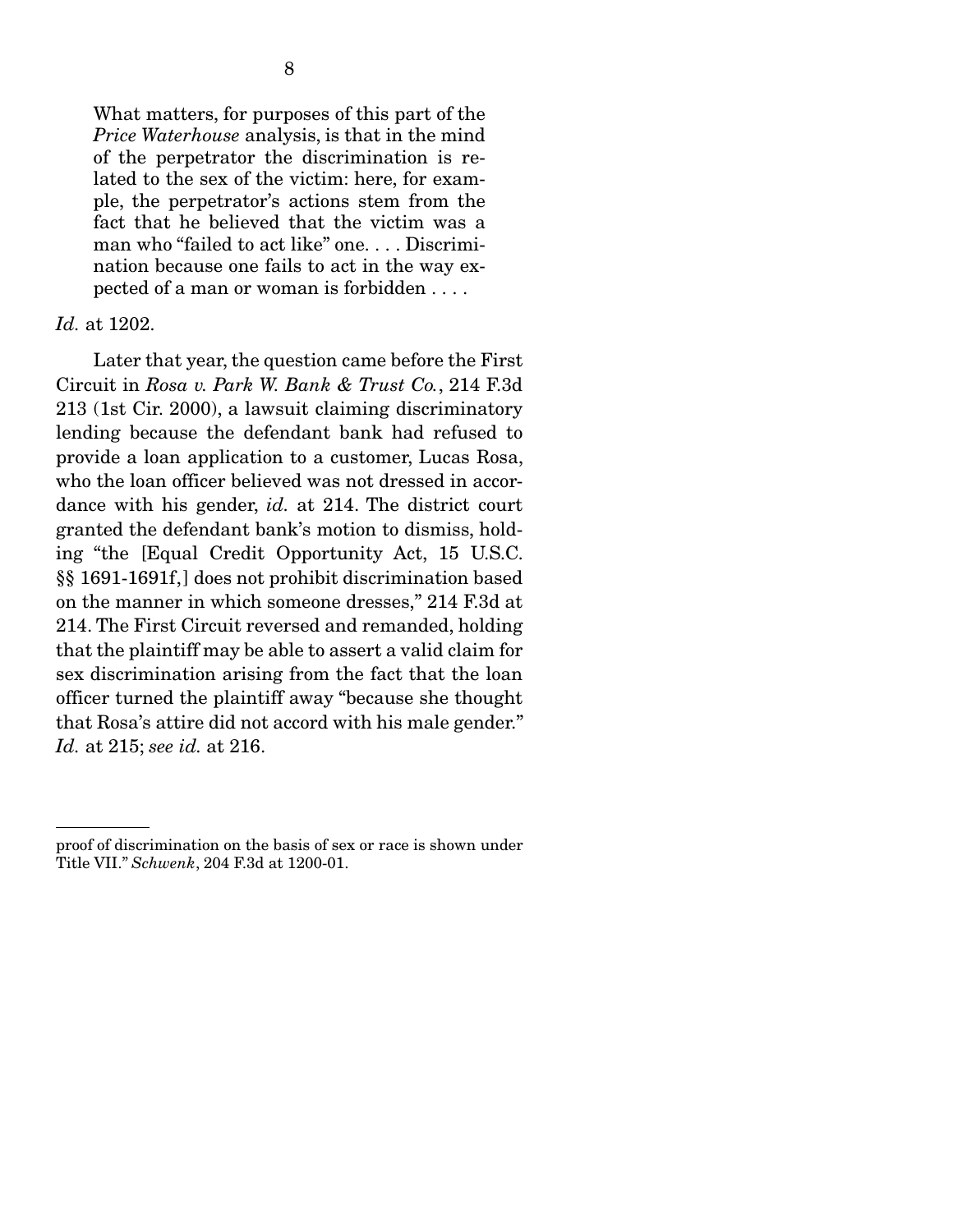> What matters, for purposes of this part of the *Price Waterhouse* analysis, is that in the mind of the perpetrator the discrimination is related to the sex of the victim: here, for example, the perpetrator's actions stem from the fact that he believed that the victim was a man who "failed to act like" one. . . . Discrimination because one fails to act in the way expected of a man or woman is forbidden . . . .

*Id.* at 1202.

Later that year, the question came before the First Circuit in *Rosa v. Park W. Bank & Trust Co.*, 214 F.3d 213 (1st Cir. 2000), a lawsuit claiming discriminatory lending because the defendant bank had refused to provide a loan application to a customer, Lucas Rosa, who the loan officer believed was not dressed in accordance with his gender, *id.* at 214. The district court granted the defendant bank's motion to dismiss, holding "the [Equal Credit Opportunity Act, 15 U.S.C. §§ 1691-1691f,] does not prohibit discrimination based on the manner in which someone dresses," 214 F.3d at 214. The First Circuit reversed and remanded, holding that the plaintiff may be able to assert a valid claim for sex discrimination arising from the fact that the loan officer turned the plaintiff away "because she thought that Rosa's attire did not accord with his male gender." *Id.* at 215; *see id.* at 216.

---

proof of discrimination on the basis of sex or race is shown under Title VII." *Schwenk*, 204 F.3d at 1200-01.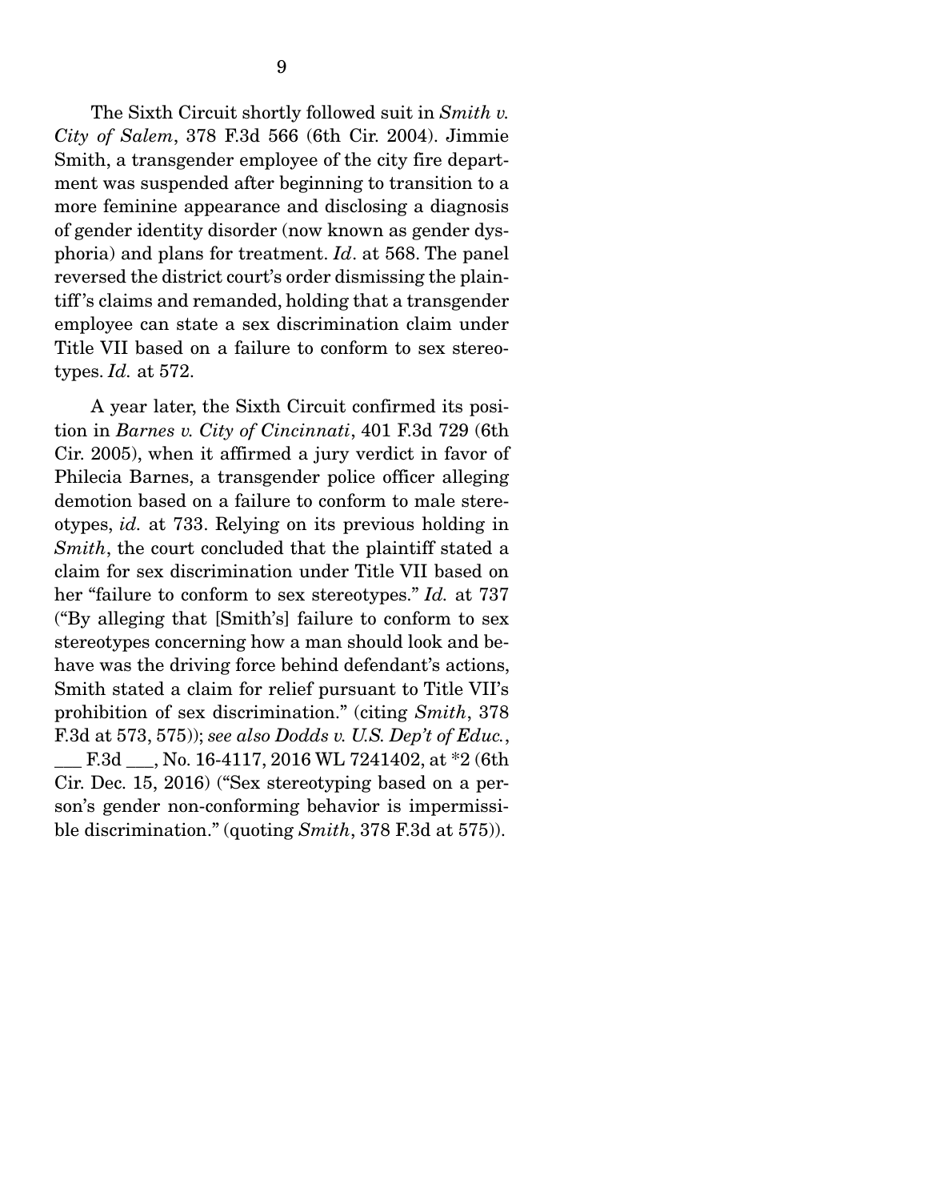The Sixth Circuit shortly followed suit in *Smith v. City of Salem*, 378 F.3d 566 (6th Cir. 2004). Jimmie Smith, a transgender employee of the city fire department was suspended after beginning to transition to a more feminine appearance and disclosing a diagnosis of gender identity disorder (now known as gender dysphoria) and plans for treatment. *Id*. at 568. The panel reversed the district court's order dismissing the plaintiff's claims and remanded, holding that a transgender employee can state a sex discrimination claim under Title VII based on a failure to conform to sex stereotypes. *Id.* at 572.

A year later, the Sixth Circuit confirmed its position in *Barnes v. City of Cincinnati*, 401 F.3d 729 (6th Cir. 2005), when it affirmed a jury verdict in favor of Philecia Barnes, a transgender police officer alleging demotion based on a failure to conform to male stereotypes, *id.* at 733. Relying on its previous holding in *Smith*, the court concluded that the plaintiff stated a claim for sex discrimination under Title VII based on her "failure to conform to sex stereotypes." *Id.* at 737 ("By alleging that [Smith's] failure to conform to sex stereotypes concerning how a man should look and behave was the driving force behind defendant's actions, Smith stated a claim for relief pursuant to Title VII's prohibition of sex discrimination." (citing *Smith*, 378 F.3d at 573, 575)); *see also Dodds v. U.S. Dep't of Educ.*, ___ F.3d ___, No. 16-4117, 2016 WL 7241402, at *2 (6th Cir. Dec. 15, 2016) ("Sex stereotyping based on a person's gender non-conforming behavior is impermissible discrimination." (quoting *Smith*, 378 F.3d at 575)).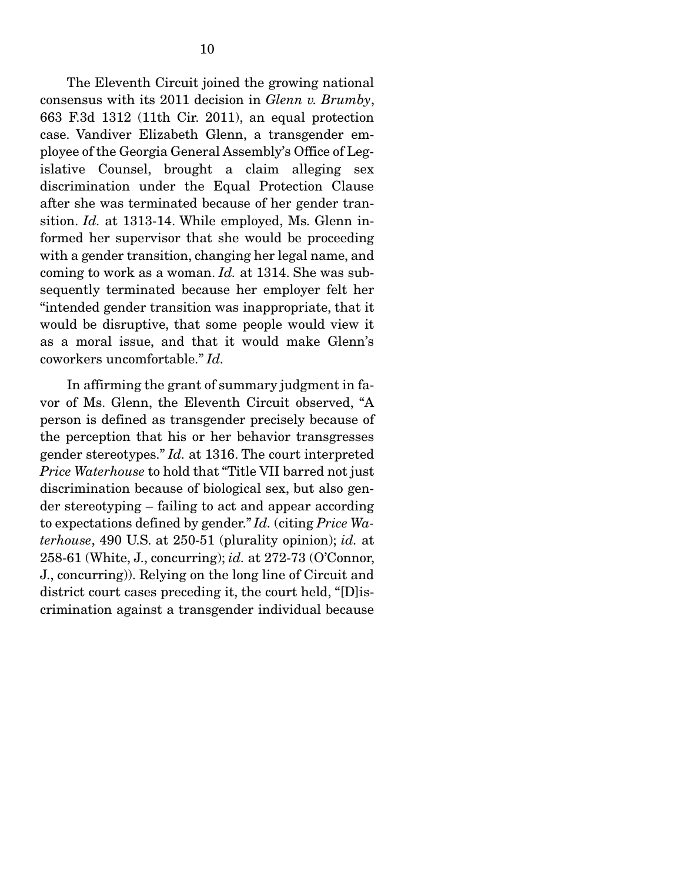The Eleventh Circuit joined the growing national consensus with its 2011 decision in *Glenn v. Brumby*, 663 F.3d 1312 (11th Cir. 2011), an equal protection case. Vandiver Elizabeth Glenn, a transgender employee of the Georgia General Assembly's Office of Legislative Counsel, brought a claim alleging sex discrimination under the Equal Protection Clause after she was terminated because of her gender transition. *Id.* at 1313-14. While employed, Ms. Glenn informed her supervisor that she would be proceeding with a gender transition, changing her legal name, and coming to work as a woman. *Id.* at 1314. She was subsequently terminated because her employer felt her "intended gender transition was inappropriate, that it would be disruptive, that some people would view it as a moral issue, and that it would make Glenn's coworkers uncomfortable." *Id.*

In affirming the grant of summary judgment in favor of Ms. Glenn, the Eleventh Circuit observed, "A person is defined as transgender precisely because of the perception that his or her behavior transgresses gender stereotypes." *Id.* at 1316. The court interpreted *Price Waterhouse* to hold that "Title VII barred not just discrimination because of biological sex, but also gender stereotyping – failing to act and appear according to expectations defined by gender." *Id.* (citing *Price Waterhouse*, 490 U.S. at 250-51 (plurality opinion); *id.* at 258-61 (White, J., concurring); *id.* at 272-73 (O'Connor, J., concurring)). Relying on the long line of Circuit and district court cases preceding it, the court held, "[D]iscrimination against a transgender individual because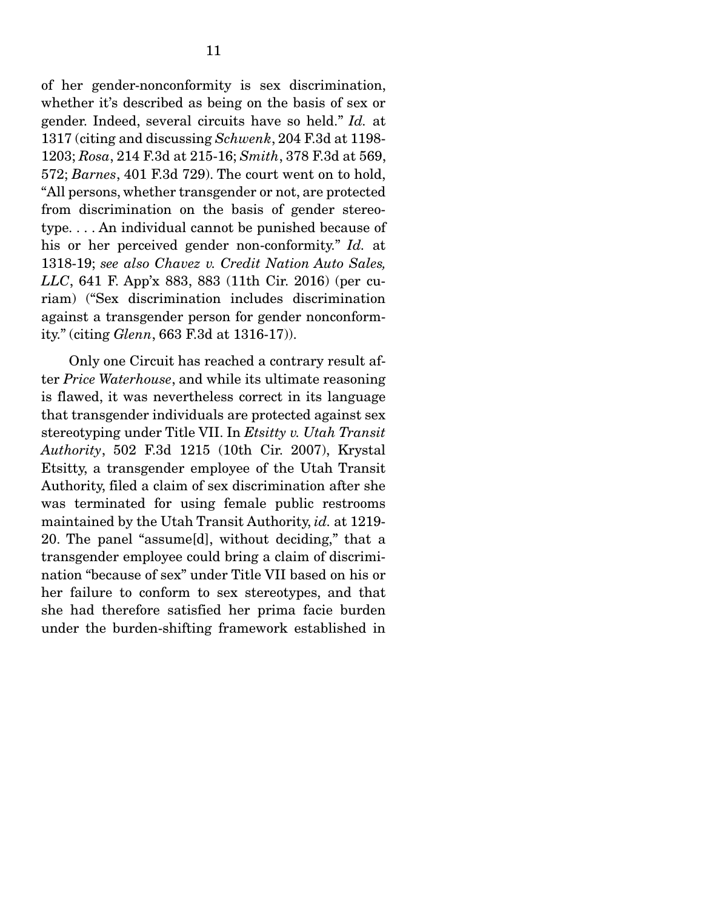of her gender-nonconformity is sex discrimination, whether it's described as being on the basis of sex or gender. Indeed, several circuits have so held." *Id.* at 1317 (citing and discussing *Schwenk*, 204 F.3d at 1198-1203; *Rosa*, 214 F.3d at 215-16; *Smith*, 378 F.3d at 569, 572; *Barnes*, 401 F.3d 729). The court went on to hold, "All persons, whether transgender or not, are protected from discrimination on the basis of gender stereotype. . . . An individual cannot be punished because of his or her perceived gender non-conformity." *Id.* at 1318-19; *see also Chavez v. Credit Nation Auto Sales, LLC*, 641 F. App'x 883, 883 (11th Cir. 2016) (per curiam) ("Sex discrimination includes discrimination against a transgender person for gender nonconformity." (citing *Glenn*, 663 F.3d at 1316-17)).

Only one Circuit has reached a contrary result after *Price Waterhouse*, and while its ultimate reasoning is flawed, it was nevertheless correct in its language that transgender individuals are protected against sex stereotyping under Title VII. In *Etsitty v. Utah Transit Authority*, 502 F.3d 1215 (10th Cir. 2007), Krystal Etsitty, a transgender employee of the Utah Transit Authority, filed a claim of sex discrimination after she was terminated for using female public restrooms maintained by the Utah Transit Authority, *id.* at 1219-20. The panel "assume[d], without deciding," that a transgender employee could bring a claim of discrimination "because of sex" under Title VII based on his or her failure to conform to sex stereotypes, and that she had therefore satisfied her prima facie burden under the burden-shifting framework established in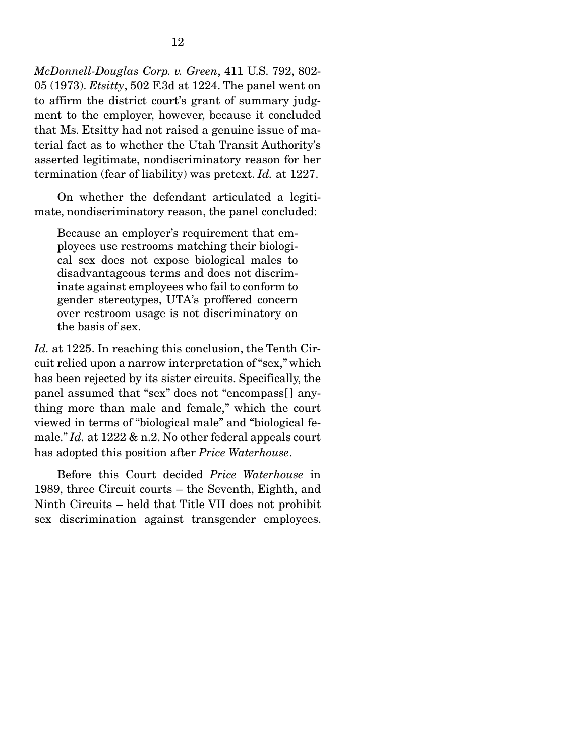*McDonnell-Douglas Corp. v. Green*, 411 U.S. 792, 802-05 (1973). *Etsitty*, 502 F.3d at 1224. The panel went on to affirm the district court's grant of summary judgment to the employer, however, because it concluded that Ms. Etsitty had not raised a genuine issue of material fact as to whether the Utah Transit Authority's asserted legitimate, nondiscriminatory reason for her termination (fear of liability) was pretext. *Id.* at 1227.

On whether the defendant articulated a legitimate, nondiscriminatory reason, the panel concluded:

> Because an employer's requirement that employees use restrooms matching their biological sex does not expose biological males to disadvantageous terms and does not discriminate against employees who fail to conform to gender stereotypes, UTA's proffered concern over restroom usage is not discriminatory on the basis of sex.

*Id.* at 1225. In reaching this conclusion, the Tenth Circuit relied upon a narrow interpretation of "sex," which has been rejected by its sister circuits. Specifically, the panel assumed that "sex" does not "encompass[] anything more than male and female," which the court viewed in terms of "biological male" and "biological female." *Id.* at 1222 & n.2. No other federal appeals court has adopted this position after *Price Waterhouse*.

Before this Court decided *Price Waterhouse* in 1989, three Circuit courts – the Seventh, Eighth, and Ninth Circuits – held that Title VII does not prohibit sex discrimination against transgender employees.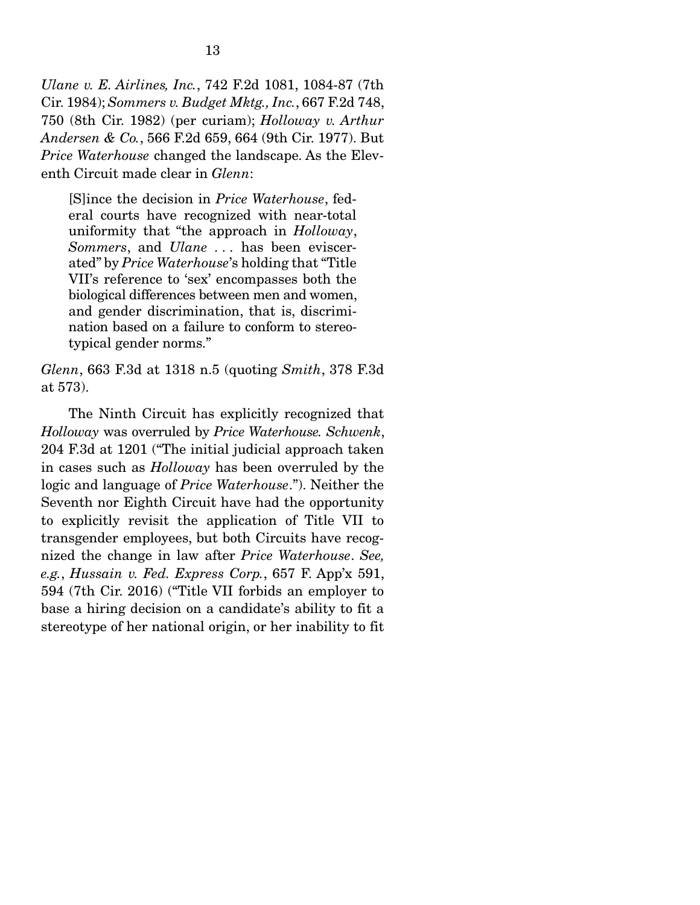*Ulane v. E. Airlines, Inc.*, 742 F.2d 1081, 1084-87 (7th Cir. 1984); *Sommers v. Budget Mktg., Inc.*, 667 F.2d 748, 750 (8th Cir. 1982) (per curiam); *Holloway v. Arthur Andersen & Co.*, 566 F.2d 659, 664 (9th Cir. 1977). But *Price Waterhouse* changed the landscape. As the Eleventh Circuit made clear in *Glenn*:

> [S]ince the decision in *Price Waterhouse*, federal courts have recognized with near-total uniformity that "the approach in *Holloway*, *Sommers*, and *Ulane* . . . has been eviscerated" by *Price Waterhouse*'s holding that "Title VII's reference to 'sex' encompasses both the biological differences between men and women, and gender discrimination, that is, discrimination based on a failure to conform to stereotypical gender norms."

*Glenn*, 663 F.3d at 1318 n.5 (quoting *Smith*, 378 F.3d at 573).

The Ninth Circuit has explicitly recognized that *Holloway* was overruled by *Price Waterhouse. Schwenk*, 204 F.3d at 1201 ("The initial judicial approach taken in cases such as *Holloway* has been overruled by the logic and language of *Price Waterhouse*."). Neither the Seventh nor Eighth Circuit have had the opportunity to explicitly revisit the application of Title VII to transgender employees, but both Circuits have recognized the change in law after *Price Waterhouse*. *See, e.g.*, *Hussain v. Fed. Express Corp.*, 657 F. App'x 591, 594 (7th Cir. 2016) ("Title VII forbids an employer to base a hiring decision on a candidate's ability to fit a stereotype of her national origin, or her inability to fit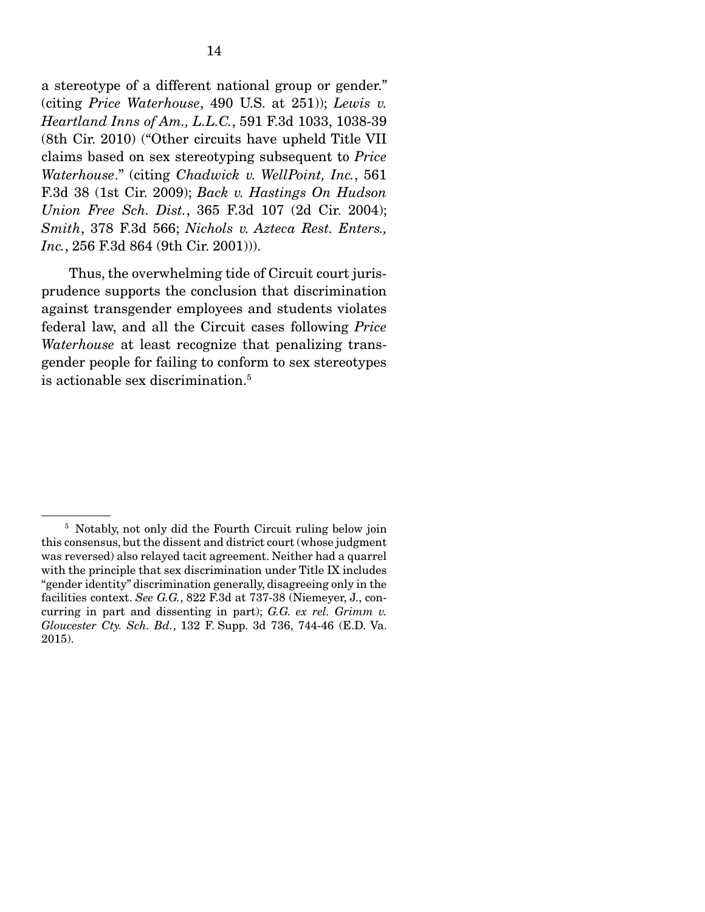a stereotype of a different national group or gender." (citing *Price Waterhouse*, 490 U.S. at 251)); *Lewis v. Heartland Inns of Am., L.L.C.*, 591 F.3d 1033, 1038-39 (8th Cir. 2010) ("Other circuits have upheld Title VII claims based on sex stereotyping subsequent to *Price Waterhouse*." (citing *Chadwick v. WellPoint, Inc.*, 561 F.3d 38 (1st Cir. 2009); *Back v. Hastings On Hudson Union Free Sch. Dist.*, 365 F.3d 107 (2d Cir. 2004); *Smith*, 378 F.3d 566; *Nichols v. Azteca Rest. Enters., Inc.*, 256 F.3d 864 (9th Cir. 2001))).

Thus, the overwhelming tide of Circuit court jurisprudence supports the conclusion that discrimination against transgender employees and students violates federal law, and all the Circuit cases following *Price Waterhouse* at least recognize that penalizing transgender people for failing to conform to sex stereotypes is actionable sex discrimination.[5]

---

[5] Notably, not only did the Fourth Circuit ruling below join this consensus, but the dissent and district court (whose judgment was reversed) also relayed tacit agreement. Neither had a quarrel with the principle that sex discrimination under Title IX includes "gender identity" discrimination generally, disagreeing only in the facilities context. *See G.G.*, 822 F.3d at 737-38 (Niemeyer, J., concurring in part and dissenting in part); *G.G. ex rel. Grimm v. Gloucester Cty. Sch. Bd.*, 132 F. Supp. 3d 736, 744-46 (E.D. Va. 2015).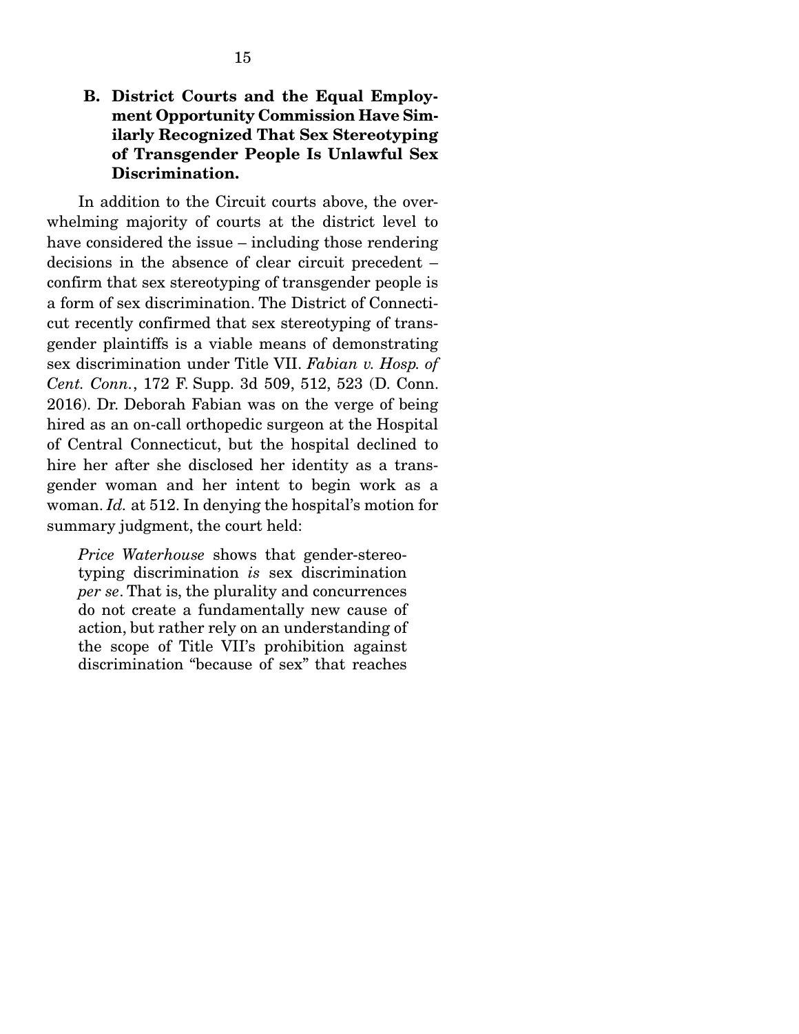### B. District Courts and the Equal Employment Opportunity Commission Have Similarly Recognized That Sex Stereotyping of Transgender People Is Unlawful Sex Discrimination.

In addition to the Circuit courts above, the overwhelming majority of courts at the district level to have considered the issue – including those rendering decisions in the absence of clear circuit precedent – confirm that sex stereotyping of transgender people is a form of sex discrimination. The District of Connecticut recently confirmed that sex stereotyping of transgender plaintiffs is a viable means of demonstrating sex discrimination under Title VII. *Fabian v. Hosp. of Cent. Conn.*, 172 F. Supp. 3d 509, 512, 523 (D. Conn. 2016). Dr. Deborah Fabian was on the verge of being hired as an on-call orthopedic surgeon at the Hospital of Central Connecticut, but the hospital declined to hire her after she disclosed her identity as a transgender woman and her intent to begin work as a woman. *Id.* at 512. In denying the hospital's motion for summary judgment, the court held:

> *Price Waterhouse* shows that gender-stereotyping discrimination *is* sex discrimination *per se*. That is, the plurality and concurrences do not create a fundamentally new cause of action, but rather rely on an understanding of the scope of Title VII's prohibition against discrimination "because of sex" that reaches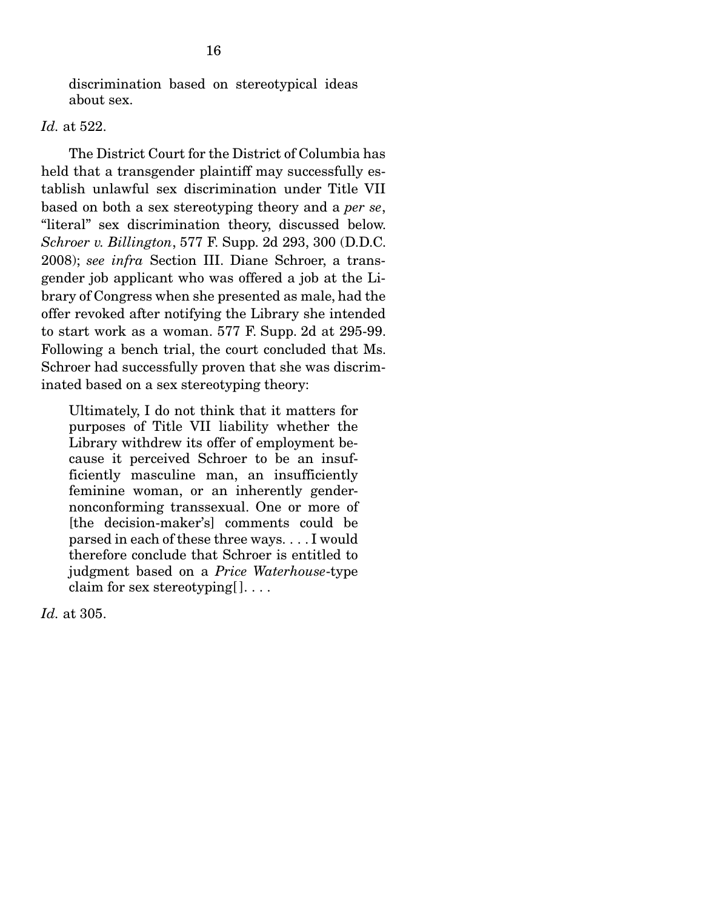discrimination based on stereotypical ideas about sex.

*Id.* at 522.

The District Court for the District of Columbia has held that a transgender plaintiff may successfully establish unlawful sex discrimination under Title VII based on both a sex stereotyping theory and a *per se*, "literal" sex discrimination theory, discussed below. *Schroer v. Billington*, 577 F. Supp. 2d 293, 300 (D.D.C. 2008); *see infra* Section III. Diane Schroer, a transgender job applicant who was offered a job at the Library of Congress when she presented as male, had the offer revoked after notifying the Library she intended to start work as a woman. 577 F. Supp. 2d at 295-99. Following a bench trial, the court concluded that Ms. Schroer had successfully proven that she was discriminated based on a sex stereotyping theory:

> Ultimately, I do not think that it matters for purposes of Title VII liability whether the Library withdrew its offer of employment because it perceived Schroer to be an insufficiently masculine man, an insufficiently feminine woman, or an inherently gender-nonconforming transsexual. One or more of [the decision-maker's] comments could be parsed in each of these three ways. . . . I would therefore conclude that Schroer is entitled to judgment based on a *Price Waterhouse*-type claim for sex stereotyping[]. . . .

*Id.* at 305.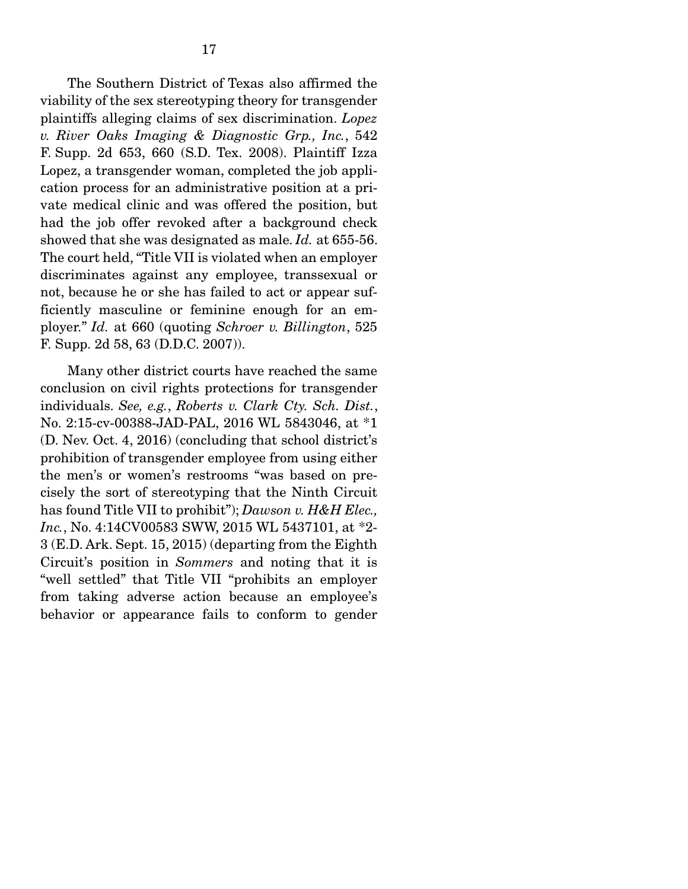The Southern District of Texas also affirmed the viability of the sex stereotyping theory for transgender plaintiffs alleging claims of sex discrimination. *Lopez v. River Oaks Imaging & Diagnostic Grp., Inc.*, 542 F. Supp. 2d 653, 660 (S.D. Tex. 2008). Plaintiff Izza Lopez, a transgender woman, completed the job application process for an administrative position at a private medical clinic and was offered the position, but had the job offer revoked after a background check showed that she was designated as male. *Id.* at 655-56. The court held, "Title VII is violated when an employer discriminates against any employee, transsexual or not, because he or she has failed to act or appear sufficiently masculine or feminine enough for an employer." *Id.* at 660 (quoting *Schroer v. Billington*, 525 F. Supp. 2d 58, 63 (D.D.C. 2007)).

Many other district courts have reached the same conclusion on civil rights protections for transgender individuals. *See, e.g.*, *Roberts v. Clark Cty. Sch. Dist.*, No. 2:15-cv-00388-JAD-PAL, 2016 WL 5843046, at *1 (D. Nev. Oct. 4, 2016) (concluding that school district's prohibition of transgender employee from using either the men's or women's restrooms "was based on precisely the sort of stereotyping that the Ninth Circuit has found Title VII to prohibit"); *Dawson v. H&H Elec., Inc.*, No. 4:14CV00583 SWW, 2015 WL 5437101, at *2-3 (E.D. Ark. Sept. 15, 2015) (departing from the Eighth Circuit's position in *Sommers* and noting that it is "well settled" that Title VII "prohibits an employer from taking adverse action because an employee's behavior or appearance fails to conform to gender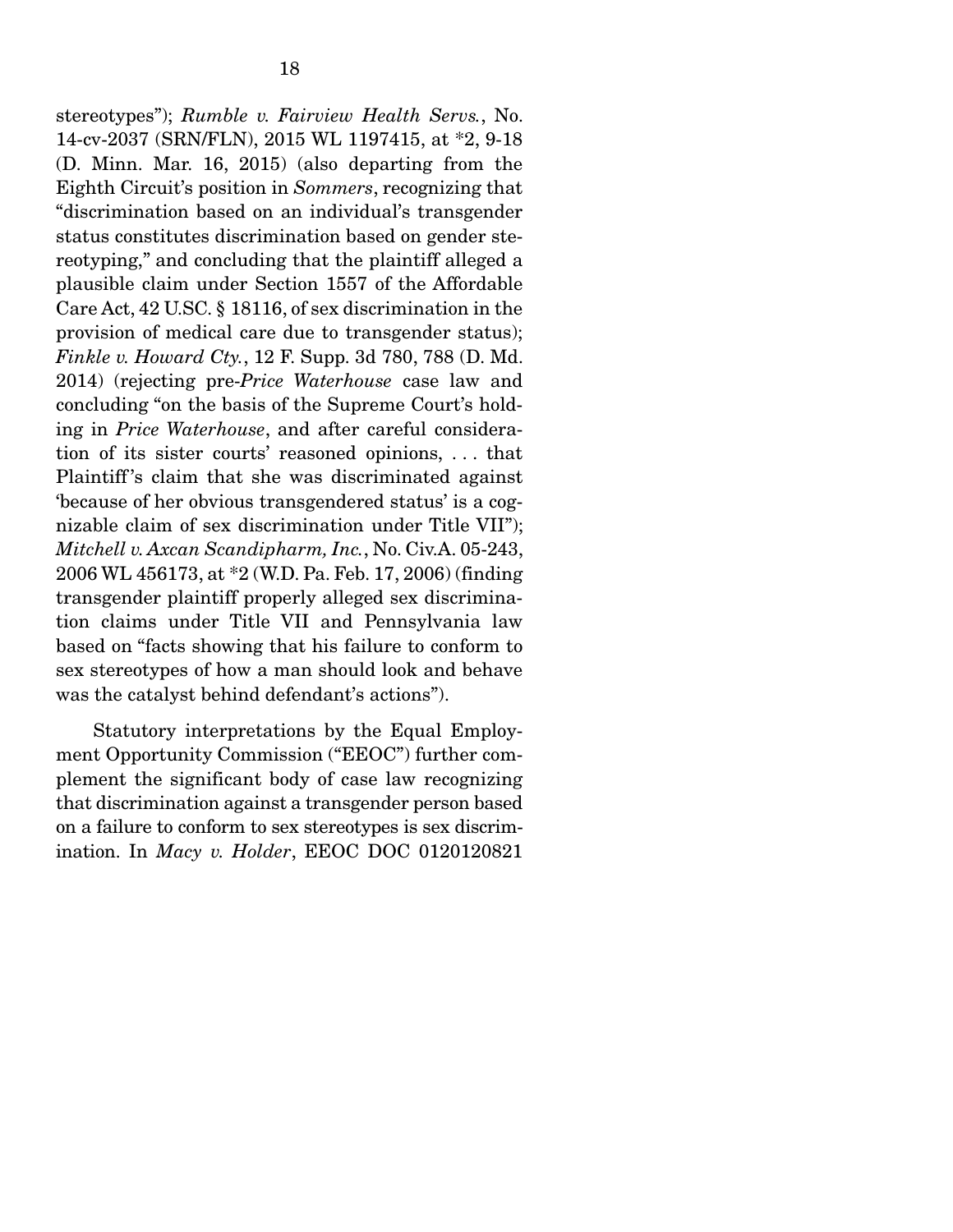stereotypes"); *Rumble v. Fairview Health Servs.*, No. 14-cv-2037 (SRN/FLN), 2015 WL 1197415, at *2, 9-18 (D. Minn. Mar. 16, 2015) (also departing from the Eighth Circuit's position in *Sommers*, recognizing that "discrimination based on an individual's transgender status constitutes discrimination based on gender stereotyping," and concluding that the plaintiff alleged a plausible claim under Section 1557 of the Affordable Care Act, 42 U.SC. § 18116, of sex discrimination in the provision of medical care due to transgender status); *Finkle v. Howard Cty.*, 12 F. Supp. 3d 780, 788 (D. Md. 2014) (rejecting pre-*Price Waterhouse* case law and concluding "on the basis of the Supreme Court's holding in *Price Waterhouse*, and after careful consideration of its sister courts' reasoned opinions, . . . that Plaintiff's claim that she was discriminated against 'because of her obvious transgendered status' is a cognizable claim of sex discrimination under Title VII"); *Mitchell v. Axcan Scandipharm, Inc.*, No. Civ.A. 05-243, 2006 WL 456173, at *2 (W.D. Pa. Feb. 17, 2006) (finding transgender plaintiff properly alleged sex discrimination claims under Title VII and Pennsylvania law based on "facts showing that his failure to conform to sex stereotypes of how a man should look and behave was the catalyst behind defendant's actions").

Statutory interpretations by the Equal Employment Opportunity Commission ("EEOC") further complement the significant body of case law recognizing that discrimination against a transgender person based on a failure to conform to sex stereotypes is sex discrimination. In *Macy v. Holder*, EEOC DOC 0120120821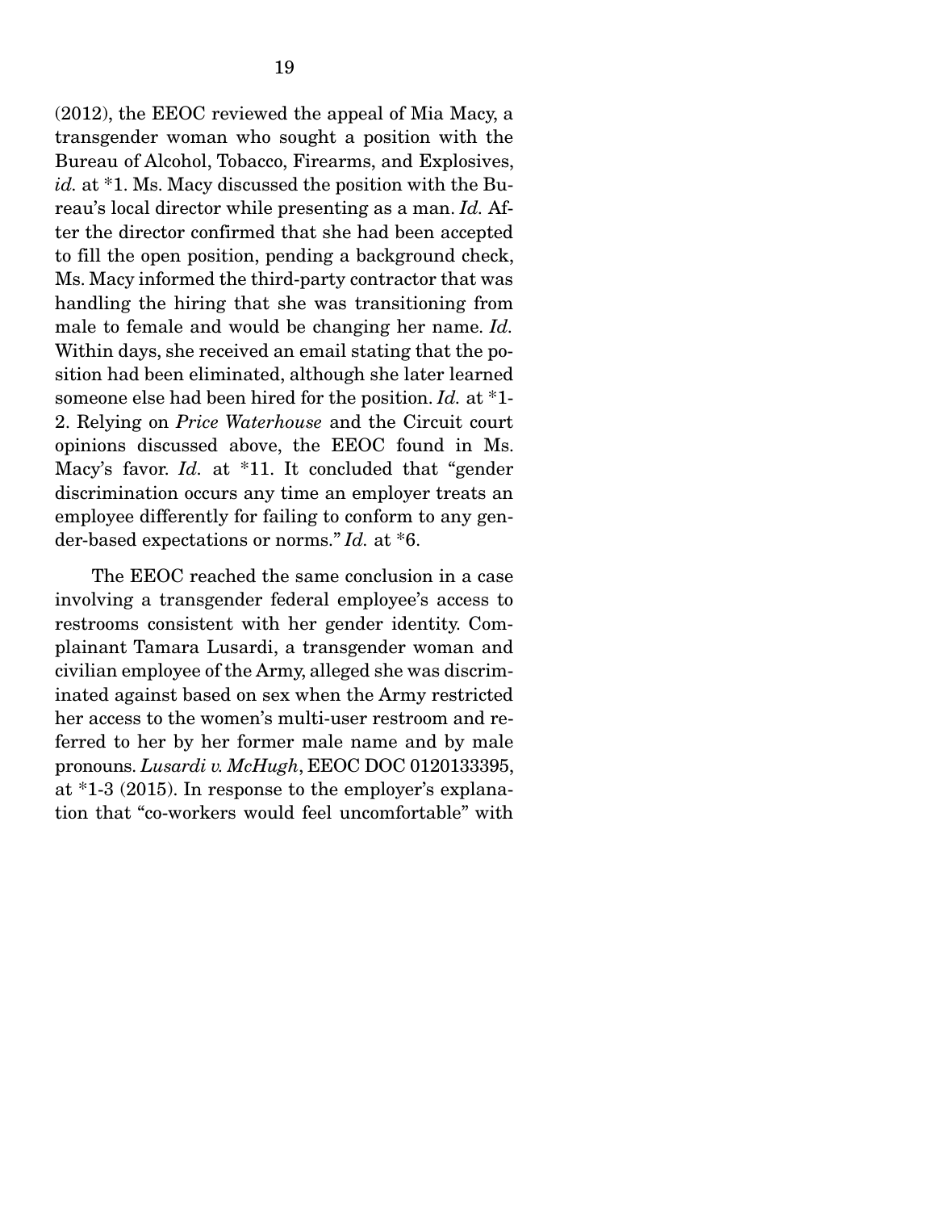(2012), the EEOC reviewed the appeal of Mia Macy, a transgender woman who sought a position with the Bureau of Alcohol, Tobacco, Firearms, and Explosives, *id.* at *1. Ms. Macy discussed the position with the Bureau's local director while presenting as a man. *Id.* After the director confirmed that she had been accepted to fill the open position, pending a background check, Ms. Macy informed the third-party contractor that was handling the hiring that she was transitioning from male to female and would be changing her name. *Id.* Within days, she received an email stating that the position had been eliminated, although she later learned someone else had been hired for the position. *Id.* at *1-2. Relying on *Price Waterhouse* and the Circuit court opinions discussed above, the EEOC found in Ms. Macy's favor. *Id.* at *11. It concluded that "gender discrimination occurs any time an employer treats an employee differently for failing to conform to any gender-based expectations or norms." *Id.* at *6.

The EEOC reached the same conclusion in a case involving a transgender federal employee's access to restrooms consistent with her gender identity. Complainant Tamara Lusardi, a transgender woman and civilian employee of the Army, alleged she was discriminated against based on sex when the Army restricted her access to the women's multi-user restroom and referred to her by her former male name and by male pronouns. *Lusardi v. McHugh*, EEOC DOC 0120133395, at *1-3 (2015). In response to the employer's explanation that "co-workers would feel uncomfortable" with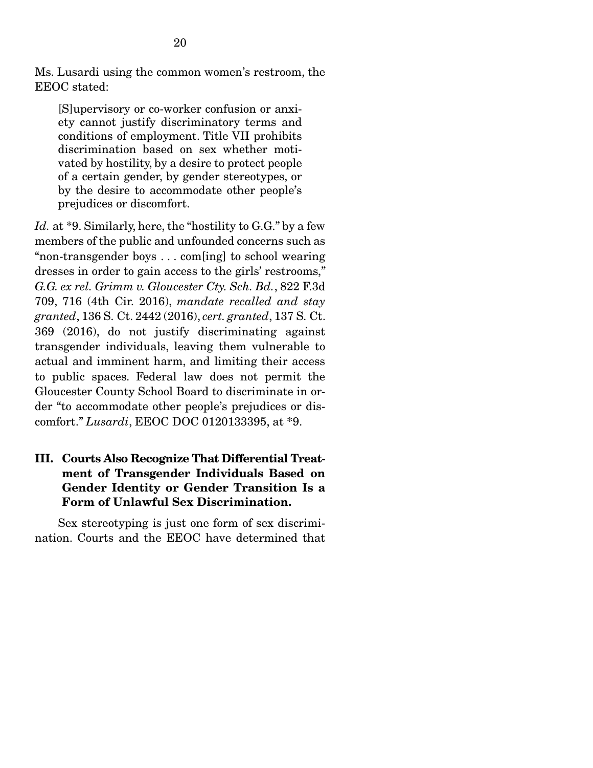Ms. Lusardi using the common women's restroom, the EEOC stated:

> [S]upervisory or co-worker confusion or anxiety cannot justify discriminatory terms and conditions of employment. Title VII prohibits discrimination based on sex whether motivated by hostility, by a desire to protect people of a certain gender, by gender stereotypes, or by the desire to accommodate other people's prejudices or discomfort.

*Id.* at *9. Similarly, here, the "hostility to G.G." by a few members of the public and unfounded concerns such as "non-transgender boys . . . com[ing] to school wearing dresses in order to gain access to the girls' restrooms," *G.G. ex rel. Grimm v. Gloucester Cty. Sch. Bd.*, 822 F.3d 709, 716 (4th Cir. 2016), *mandate recalled and stay granted*, 136 S. Ct. 2442 (2016), *cert. granted*, 137 S. Ct. 369 (2016), do not justify discriminating against transgender individuals, leaving them vulnerable to actual and imminent harm, and limiting their access to public spaces. Federal law does not permit the Gloucester County School Board to discriminate in order "to accommodate other people's prejudices or discomfort." *Lusardi*, EEOC DOC 0120133395, at *9.

## III. Courts Also Recognize That Differential Treatment of Transgender Individuals Based on Gender Identity or Gender Transition Is a Form of Unlawful Sex Discrimination.

Sex stereotyping is just one form of sex discrimination. Courts and the EEOC have determined that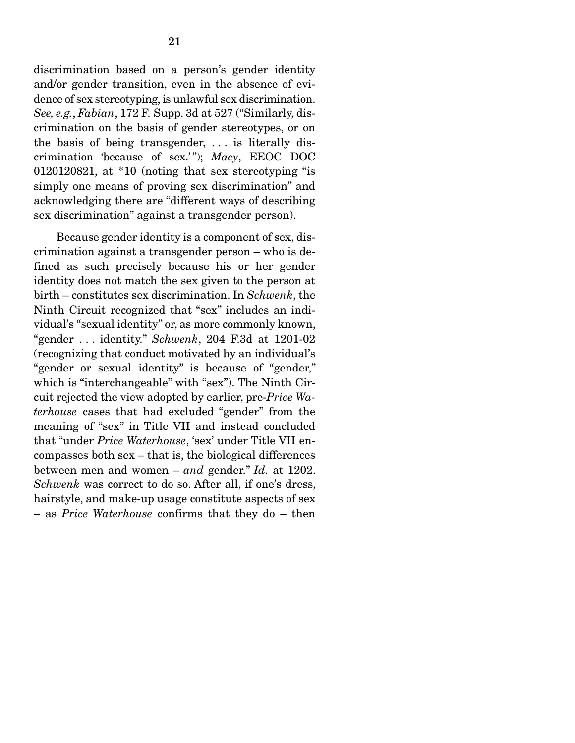discrimination based on a person's gender identity and/or gender transition, even in the absence of evidence of sex stereotyping, is unlawful sex discrimination. *See, e.g.*, *Fabian*, 172 F. Supp. 3d at 527 ("Similarly, discrimination on the basis of gender stereotypes, or on the basis of being transgender, . . . is literally discrimination 'because of sex.'"); *Macy*, EEOC DOC 0120120821, at *10 (noting that sex stereotyping "is simply one means of proving sex discrimination" and acknowledging there are "different ways of describing sex discrimination" against a transgender person).

Because gender identity is a component of sex, discrimination against a transgender person – who is defined as such precisely because his or her gender identity does not match the sex given to the person at birth – constitutes sex discrimination. In *Schwenk*, the Ninth Circuit recognized that "sex" includes an individual's "sexual identity" or, as more commonly known, "gender . . . identity." *Schwenk*, 204 F.3d at 1201-02 (recognizing that conduct motivated by an individual's "gender or sexual identity" is because of "gender," which is "interchangeable" with "sex"). The Ninth Circuit rejected the view adopted by earlier, pre-*Price Waterhouse* cases that had excluded "gender" from the meaning of "sex" in Title VII and instead concluded that "under *Price Waterhouse*, 'sex' under Title VII encompasses both sex – that is, the biological differences between men and women – *and* gender." *Id.* at 1202. *Schwenk* was correct to do so. After all, if one's dress, hairstyle, and make-up usage constitute aspects of sex – as *Price Waterhouse* confirms that they do – then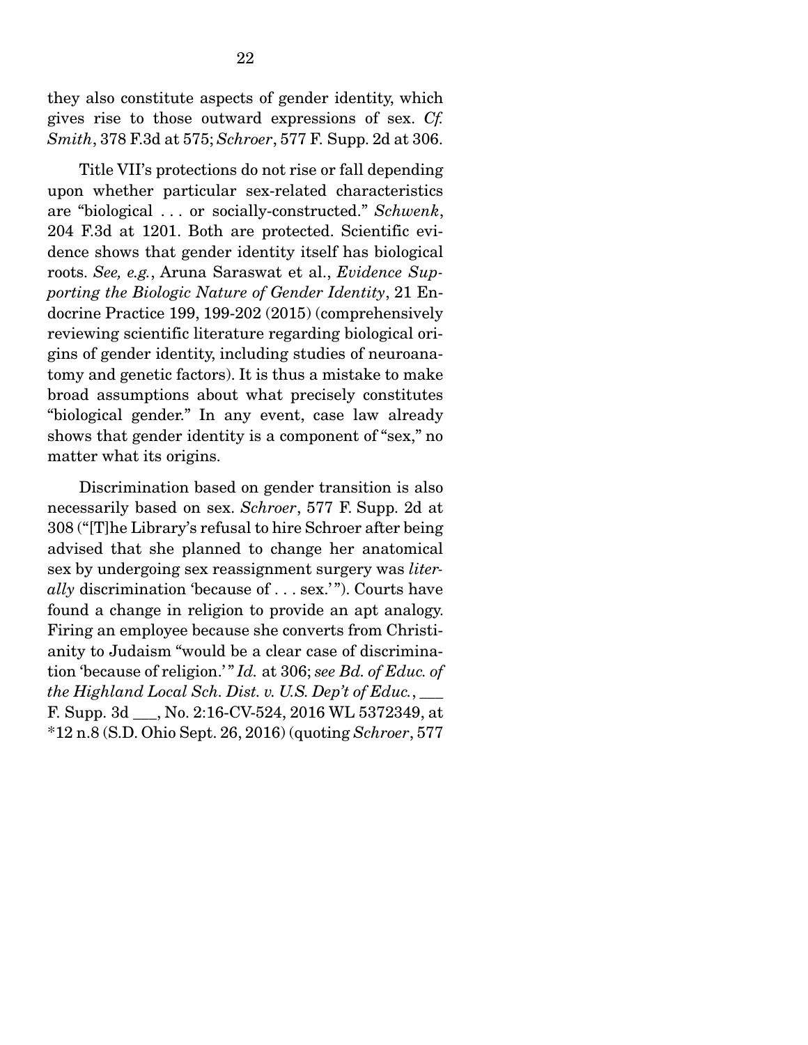they also constitute aspects of gender identity, which gives rise to those outward expressions of sex. *Cf. Smith*, 378 F.3d at 575; *Schroer*, 577 F. Supp. 2d at 306.

Title VII's protections do not rise or fall depending upon whether particular sex-related characteristics are "biological . . . or socially-constructed." *Schwenk*, 204 F.3d at 1201. Both are protected. Scientific evidence shows that gender identity itself has biological roots. *See, e.g.*, Aruna Saraswat et al., *Evidence Supporting the Biologic Nature of Gender Identity*, 21 Endocrine Practice 199, 199-202 (2015) (comprehensively reviewing scientific literature regarding biological origins of gender identity, including studies of neuroanatomy and genetic factors). It is thus a mistake to make broad assumptions about what precisely constitutes "biological gender." In any event, case law already shows that gender identity is a component of "sex," no matter what its origins.

Discrimination based on gender transition is also necessarily based on sex. *Schroer*, 577 F. Supp. 2d at 308 ("[T]he Library's refusal to hire Schroer after being advised that she planned to change her anatomical sex by undergoing sex reassignment surgery was *literally* discrimination 'because of . . . sex.'"). Courts have found a change in religion to provide an apt analogy. Firing an employee because she converts from Christianity to Judaism "would be a clear case of discrimination 'because of religion.'" *Id.* at 306; *see Bd. of Educ. of the Highland Local Sch. Dist. v. U.S. Dep't of Educ.*, ___ F. Supp. 3d ___, No. 2:16-CV-524, 2016 WL 5372349, at *12 n.8 (S.D. Ohio Sept. 26, 2016) (quoting *Schroer*, 577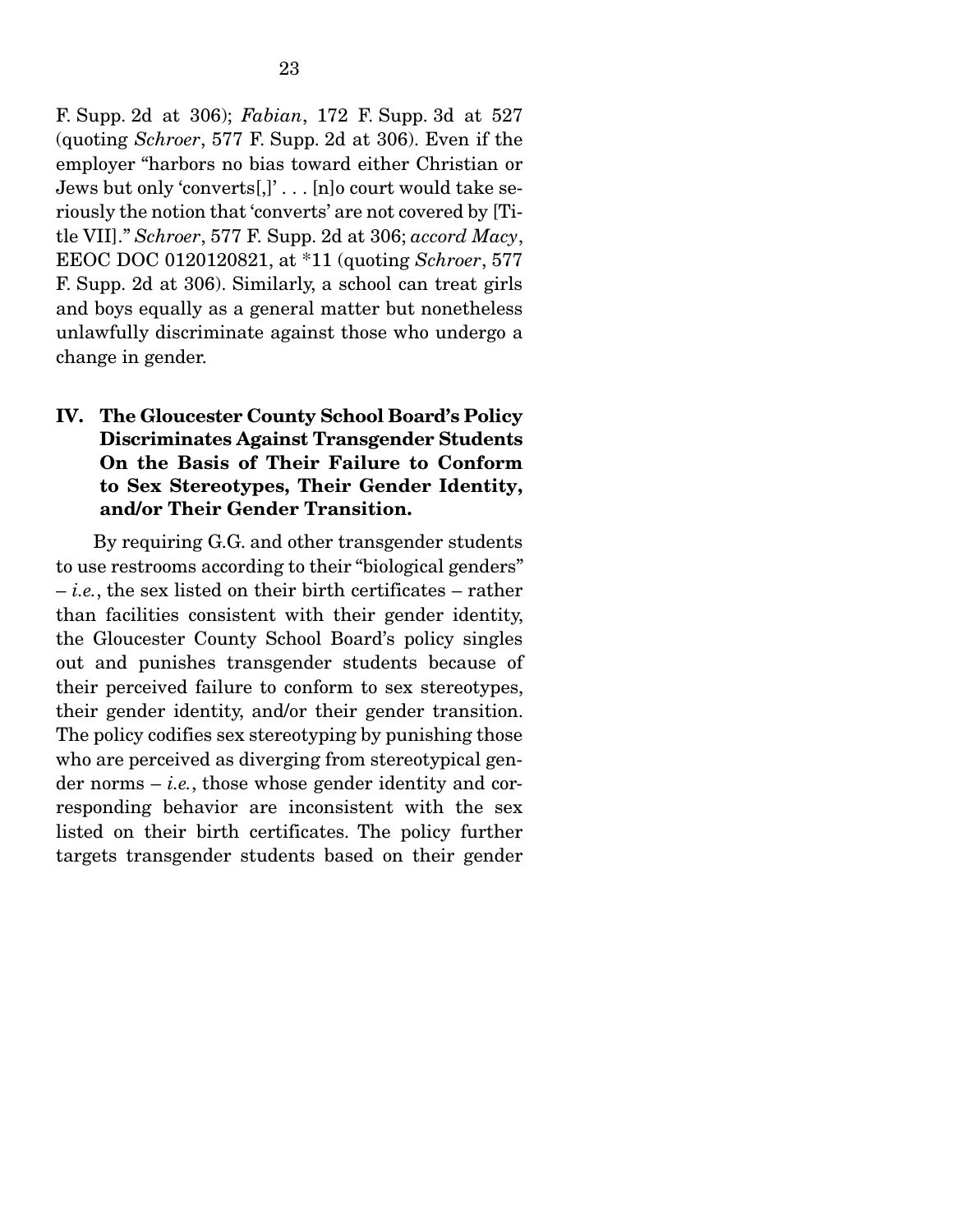F. Supp. 2d at 306); *Fabian*, 172 F. Supp. 3d at 527 (quoting *Schroer*, 577 F. Supp. 2d at 306). Even if the employer "harbors no bias toward either Christian or Jews but only 'converts[,]' . . . [n]o court would take seriously the notion that 'converts' are not covered by [Title VII]." *Schroer*, 577 F. Supp. 2d at 306; *accord Macy*, EEOC DOC 0120120821, at *11 (quoting *Schroer*, 577 F. Supp. 2d at 306). Similarly, a school can treat girls and boys equally as a general matter but nonetheless unlawfully discriminate against those who undergo a change in gender.

## IV. The Gloucester County School Board's Policy Discriminates Against Transgender Students On the Basis of Their Failure to Conform to Sex Stereotypes, Their Gender Identity, and/or Their Gender Transition.

By requiring G.G. and other transgender students to use restrooms according to their "biological genders" – *i.e.*, the sex listed on their birth certificates – rather than facilities consistent with their gender identity, the Gloucester County School Board's policy singles out and punishes transgender students because of their perceived failure to conform to sex stereotypes, their gender identity, and/or their gender transition. The policy codifies sex stereotyping by punishing those who are perceived as diverging from stereotypical gender norms – *i.e.*, those whose gender identity and corresponding behavior are inconsistent with the sex listed on their birth certificates. The policy further targets transgender students based on their gender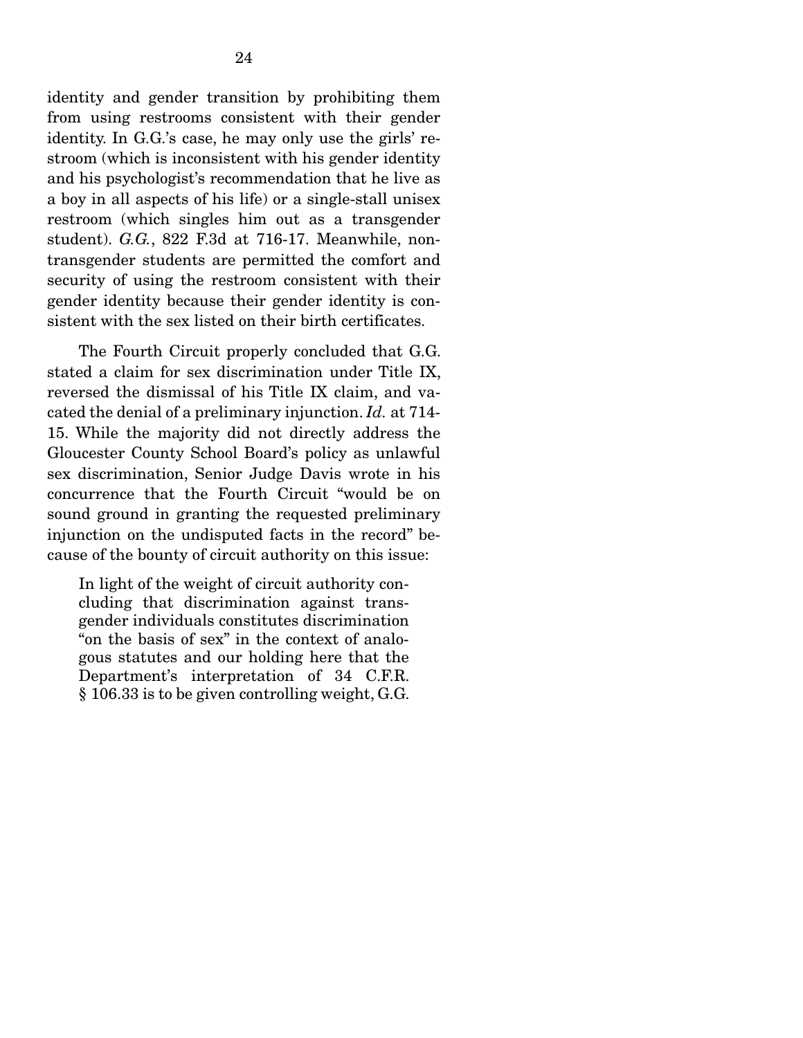identity and gender transition by prohibiting them from using restrooms consistent with their gender identity. In G.G.'s case, he may only use the girls' restroom (which is inconsistent with his gender identity and his psychologist's recommendation that he live as a boy in all aspects of his life) or a single-stall unisex restroom (which singles him out as a transgender student). *G.G.*, 822 F.3d at 716-17. Meanwhile, non-transgender students are permitted the comfort and security of using the restroom consistent with their gender identity because their gender identity is consistent with the sex listed on their birth certificates.

The Fourth Circuit properly concluded that G.G. stated a claim for sex discrimination under Title IX, reversed the dismissal of his Title IX claim, and vacated the denial of a preliminary injunction. *Id.* at 714-15. While the majority did not directly address the Gloucester County School Board's policy as unlawful sex discrimination, Senior Judge Davis wrote in his concurrence that the Fourth Circuit "would be on sound ground in granting the requested preliminary injunction on the undisputed facts in the record" because of the bounty of circuit authority on this issue:

> In light of the weight of circuit authority concluding that discrimination against transgender individuals constitutes discrimination "on the basis of sex" in the context of analogous statutes and our holding here that the Department's interpretation of 34 C.F.R. § 106.33 is to be given controlling weight, G.G.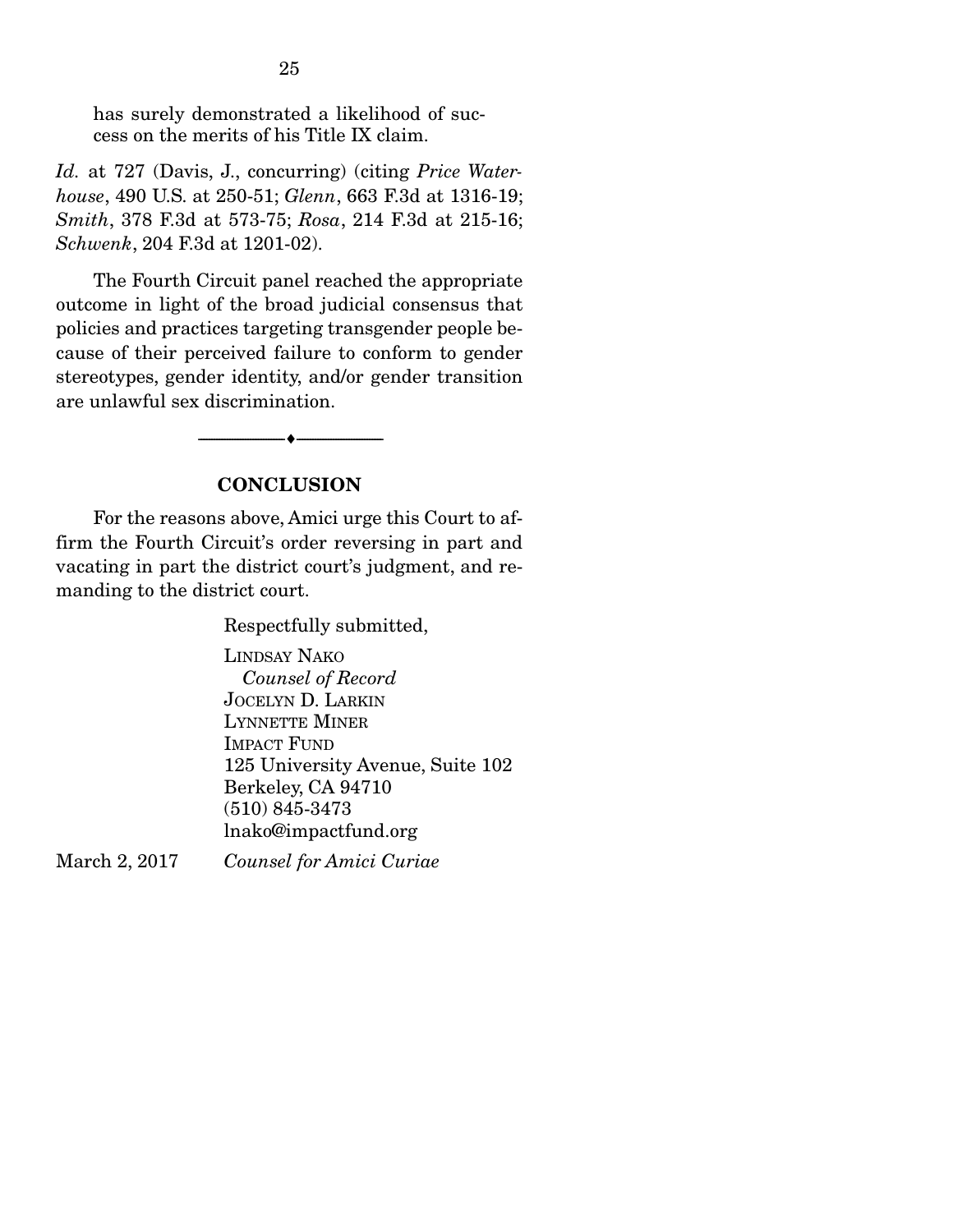has surely demonstrated a likelihood of success on the merits of his Title IX claim.

*Id.* at 727 (Davis, J., concurring) (citing *Price Waterhouse*, 490 U.S. at 250-51; *Glenn*, 663 F.3d at 1316-19; *Smith*, 378 F.3d at 573-75; *Rosa*, 214 F.3d at 215-16; *Schwenk*, 204 F.3d at 1201-02).

The Fourth Circuit panel reached the appropriate outcome in light of the broad judicial consensus that policies and practices targeting transgender people because of their perceived failure to conform to gender stereotypes, gender identity, and/or gender transition are unlawful sex discrimination.

---

## CONCLUSION

For the reasons above, Amici urge this Court to affirm the Fourth Circuit's order reversing in part and vacating in part the district court's judgment, and remanding to the district court.

Respectfully submitted,

LINDSAY NAKO
*Counsel of Record*
JOCELYN D. LARKIN
LYNNETTE MINER
IMPACT FUND
125 University Avenue, Suite 102
Berkeley, CA 94710
(510) 845-3473
lnako@impactfund.org

March 2, 2017 *Counsel for Amici Curiae*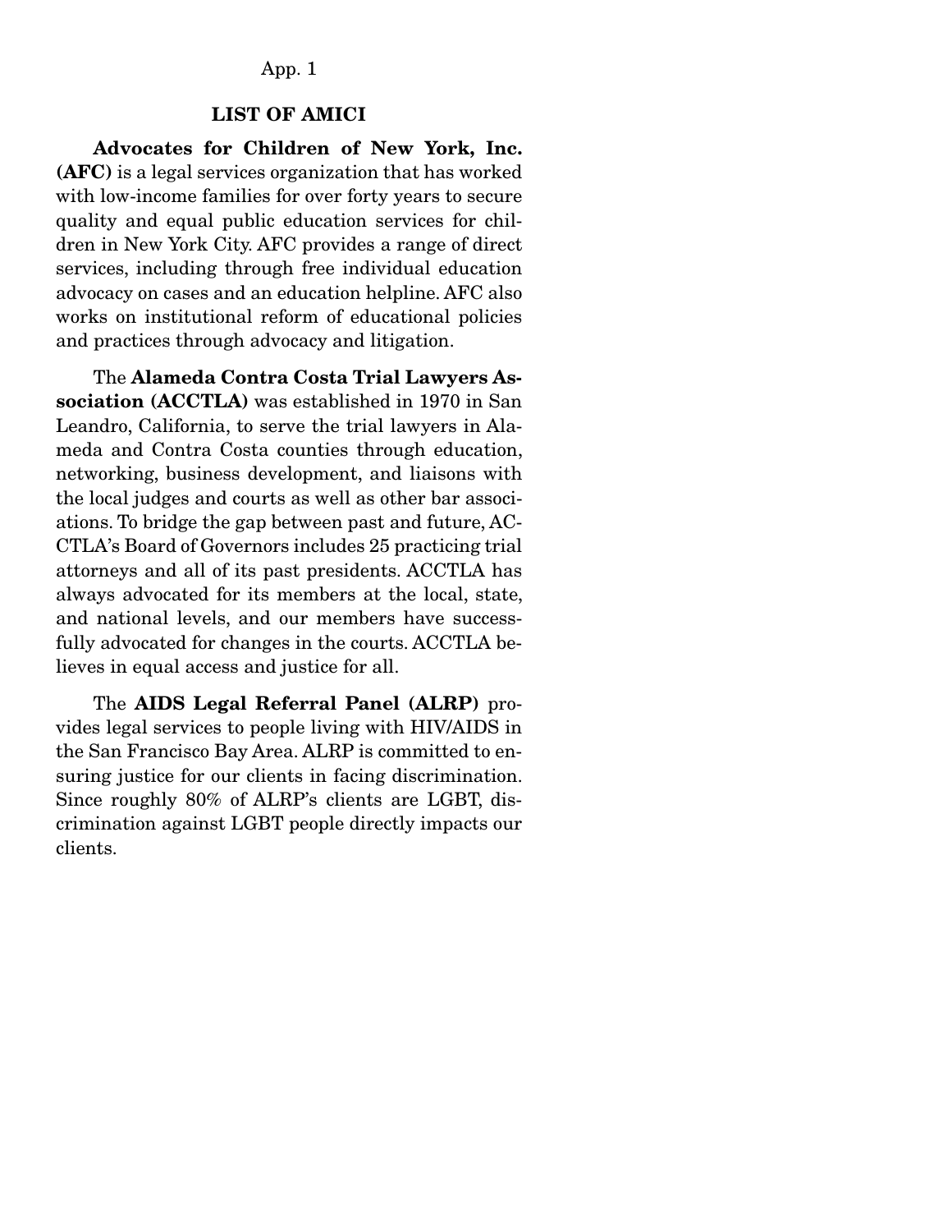## LIST OF AMICI

**Advocates for Children of New York, Inc. (AFC)** is a legal services organization that has worked with low-income families for over forty years to secure quality and equal public education services for children in New York City. AFC provides a range of direct services, including through free individual education advocacy on cases and an education helpline. AFC also works on institutional reform of educational policies and practices through advocacy and litigation.

The **Alameda Contra Costa Trial Lawyers Association (ACCTLA)** was established in 1970 in San Leandro, California, to serve the trial lawyers in Alameda and Contra Costa counties through education, networking, business development, and liaisons with the local judges and courts as well as other bar associations. To bridge the gap between past and future, ACCTLA's Board of Governors includes 25 practicing trial attorneys and all of its past presidents. ACCTLA has always advocated for its members at the local, state, and national levels, and our members have successfully advocated for changes in the courts. ACCTLA believes in equal access and justice for all.

The **AIDS Legal Referral Panel (ALRP)** provides legal services to people living with HIV/AIDS in the San Francisco Bay Area. ALRP is committed to ensuring justice for our clients in facing discrimination. Since roughly 80% of ALRP's clients are LGBT, discrimination against LGBT people directly impacts our clients.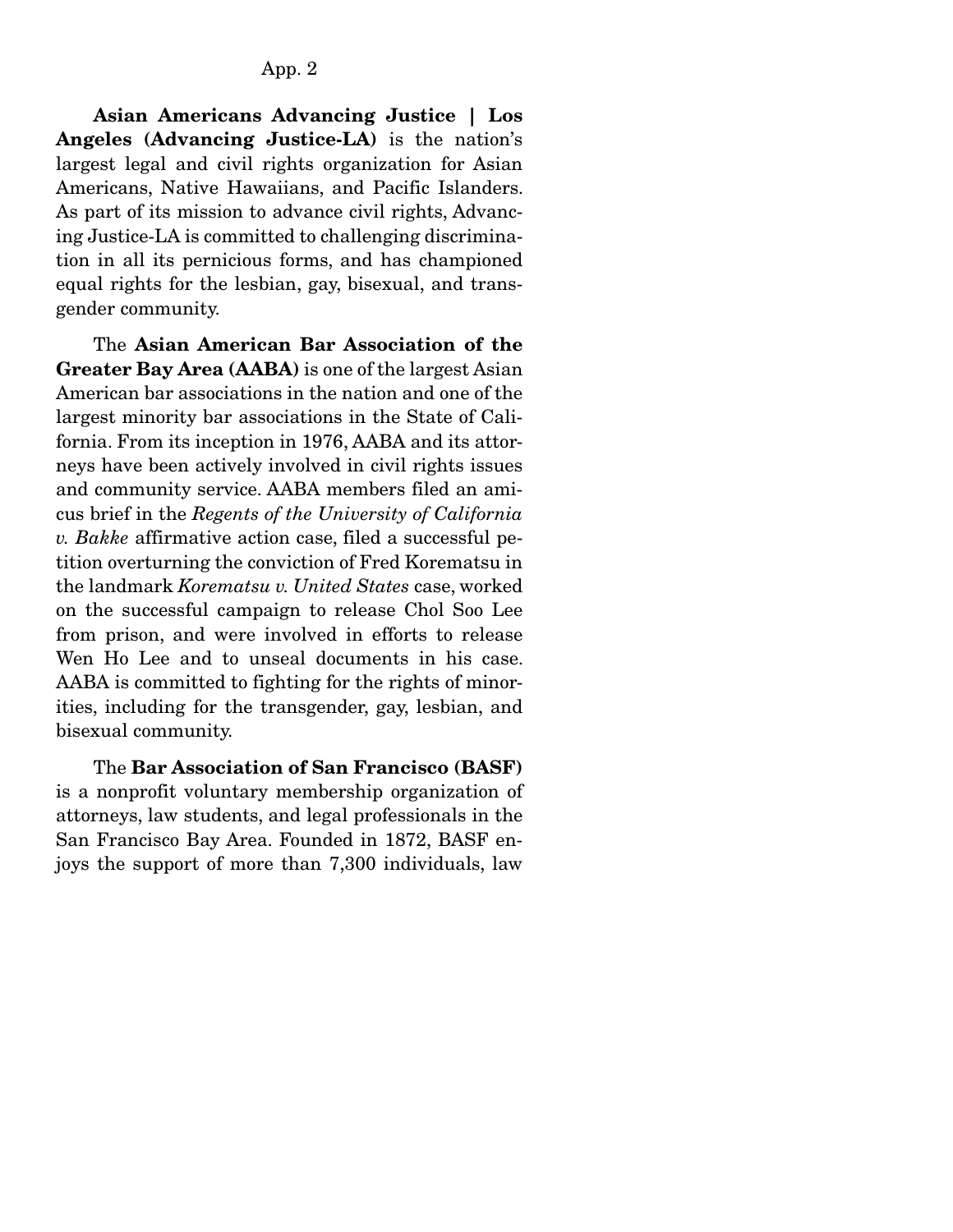**Asian Americans Advancing Justice | Los Angeles (Advancing Justice-LA)** is the nation's largest legal and civil rights organization for Asian Americans, Native Hawaiians, and Pacific Islanders. As part of its mission to advance civil rights, Advancing Justice-LA is committed to challenging discrimination in all its pernicious forms, and has championed equal rights for the lesbian, gay, bisexual, and transgender community.

The **Asian American Bar Association of the Greater Bay Area (AABA)** is one of the largest Asian American bar associations in the nation and one of the largest minority bar associations in the State of California. From its inception in 1976, AABA and its attorneys have been actively involved in civil rights issues and community service. AABA members filed an amicus brief in the *Regents of the University of California v. Bakke* affirmative action case, filed a successful petition overturning the conviction of Fred Korematsu in the landmark *Korematsu v. United States* case, worked on the successful campaign to release Chol Soo Lee from prison, and were involved in efforts to release Wen Ho Lee and to unseal documents in his case. AABA is committed to fighting for the rights of minorities, including for the transgender, gay, lesbian, and bisexual community.

The **Bar Association of San Francisco (BASF)** is a nonprofit voluntary membership organization of attorneys, law students, and legal professionals in the San Francisco Bay Area. Founded in 1872, BASF enjoys the support of more than 7,300 individuals, law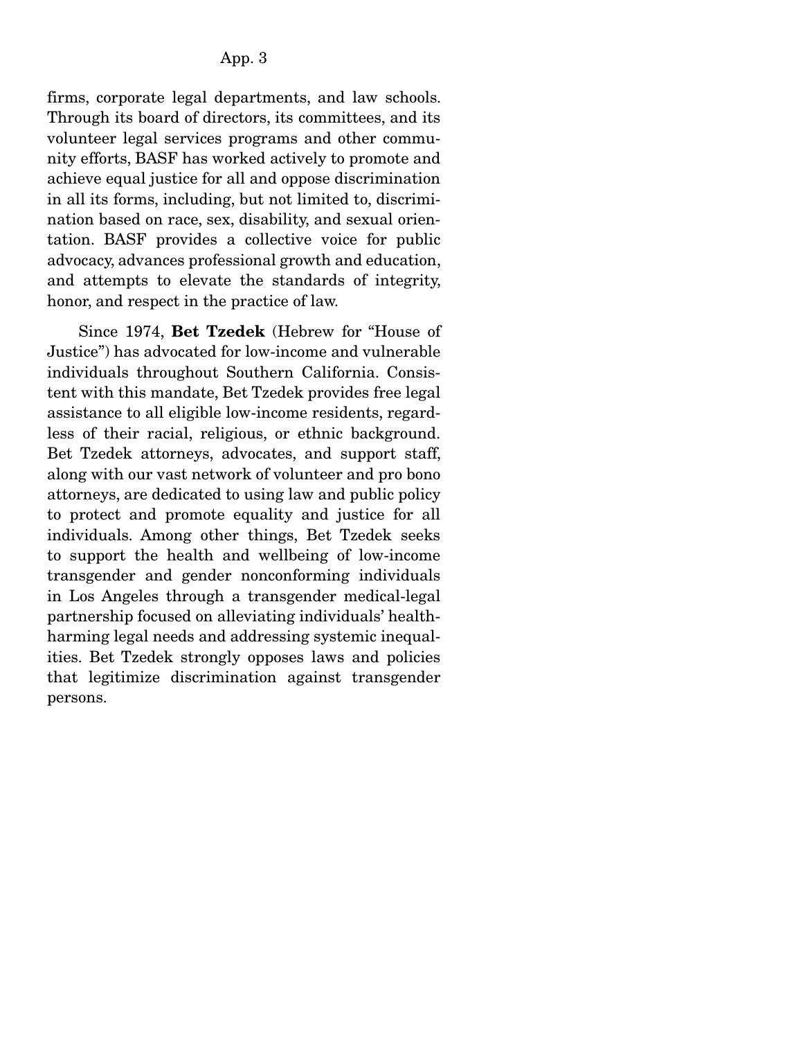firms, corporate legal departments, and law schools. Through its board of directors, its committees, and its volunteer legal services programs and other community efforts, BASF has worked actively to promote and achieve equal justice for all and oppose discrimination in all its forms, including, but not limited to, discrimination based on race, sex, disability, and sexual orientation. BASF provides a collective voice for public advocacy, advances professional growth and education, and attempts to elevate the standards of integrity, honor, and respect in the practice of law.

Since 1974, **Bet Tzedek** (Hebrew for "House of Justice") has advocated for low-income and vulnerable individuals throughout Southern California. Consistent with this mandate, Bet Tzedek provides free legal assistance to all eligible low-income residents, regardless of their racial, religious, or ethnic background. Bet Tzedek attorneys, advocates, and support staff, along with our vast network of volunteer and pro bono attorneys, are dedicated to using law and public policy to protect and promote equality and justice for all individuals. Among other things, Bet Tzedek seeks to support the health and wellbeing of low-income transgender and gender nonconforming individuals in Los Angeles through a transgender medical-legal partnership focused on alleviating individuals' health-harming legal needs and addressing systemic inequalities. Bet Tzedek strongly opposes laws and policies that legitimize discrimination against transgender persons.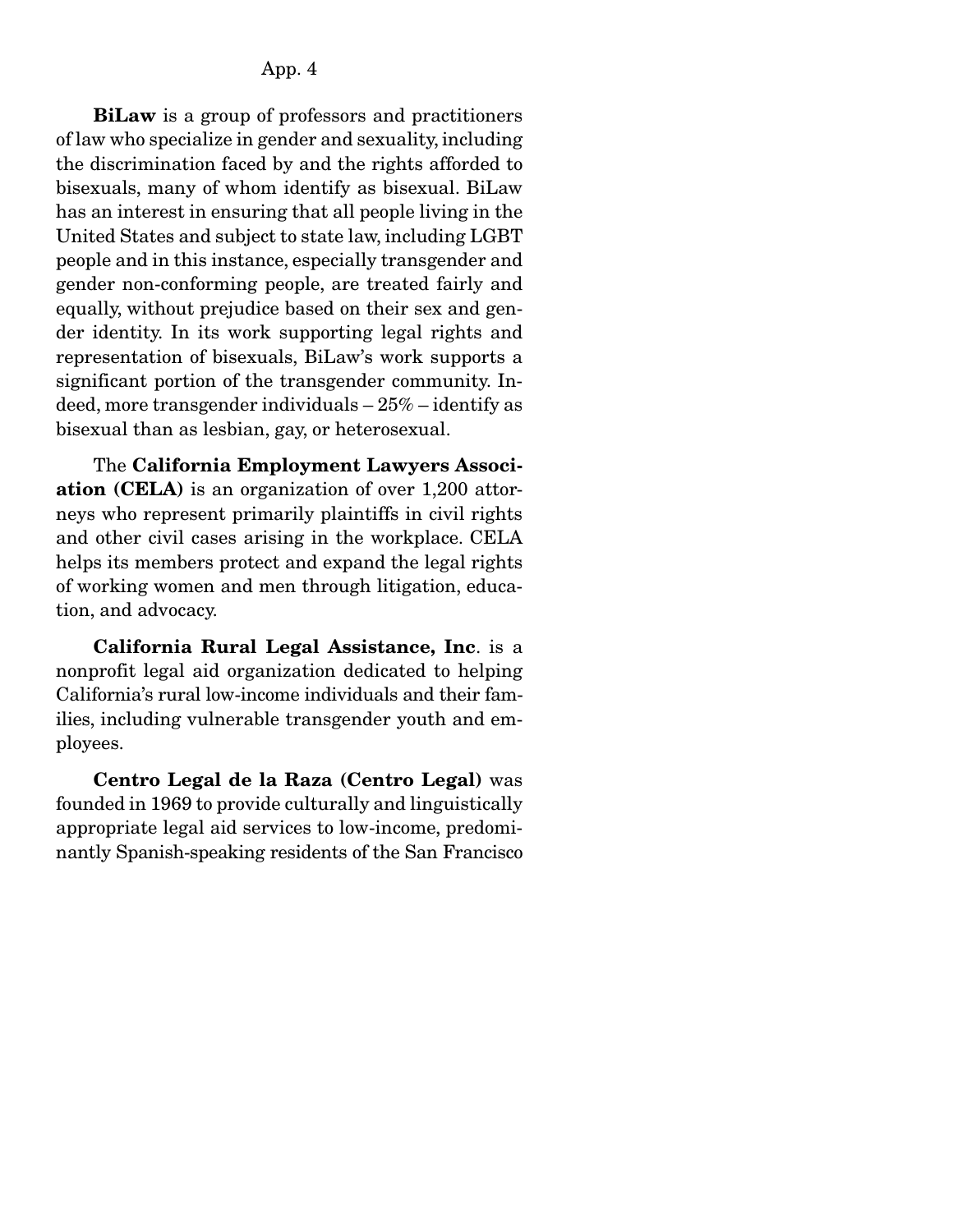**BiLaw** is a group of professors and practitioners of law who specialize in gender and sexuality, including the discrimination faced by and the rights afforded to bisexuals, many of whom identify as bisexual. BiLaw has an interest in ensuring that all people living in the United States and subject to state law, including LGBT people and in this instance, especially transgender and gender non-conforming people, are treated fairly and equally, without prejudice based on their sex and gender identity. In its work supporting legal rights and representation of bisexuals, BiLaw's work supports a significant portion of the transgender community. Indeed, more transgender individuals – 25% – identify as bisexual than as lesbian, gay, or heterosexual.

The **California Employment Lawyers Association (CELA)** is an organization of over 1,200 attorneys who represent primarily plaintiffs in civil rights and other civil cases arising in the workplace. CELA helps its members protect and expand the legal rights of working women and men through litigation, education, and advocacy.

**California Rural Legal Assistance, Inc**. is a nonprofit legal aid organization dedicated to helping California's rural low-income individuals and their families, including vulnerable transgender youth and employees.

**Centro Legal de la Raza (Centro Legal)** was founded in 1969 to provide culturally and linguistically appropriate legal aid services to low-income, predominantly Spanish-speaking residents of the San Francisco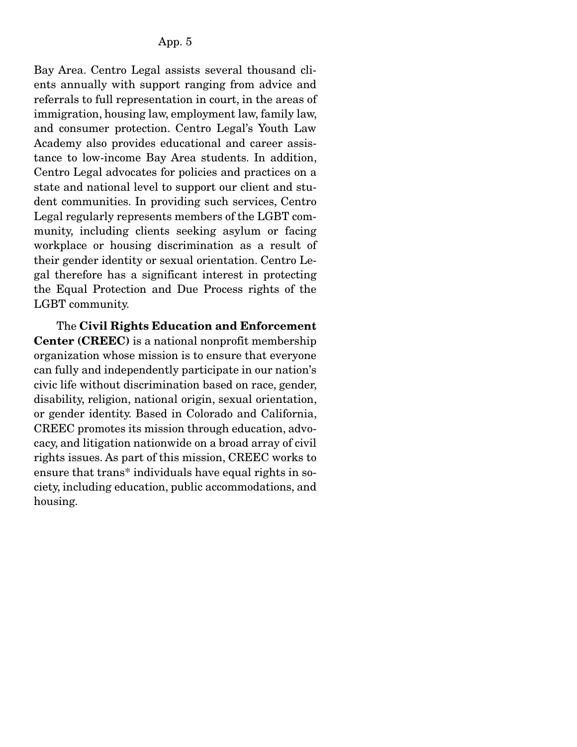Bay Area. Centro Legal assists several thousand clients annually with support ranging from advice and referrals to full representation in court, in the areas of immigration, housing law, employment law, family law, and consumer protection. Centro Legal's Youth Law Academy also provides educational and career assistance to low-income Bay Area students. In addition, Centro Legal advocates for policies and practices on a state and national level to support our client and student communities. In providing such services, Centro Legal regularly represents members of the LGBT community, including clients seeking asylum or facing workplace or housing discrimination as a result of their gender identity or sexual orientation. Centro Legal therefore has a significant interest in protecting the Equal Protection and Due Process rights of the LGBT community.

The **Civil Rights Education and Enforcement Center (CREEC)** is a national nonprofit membership organization whose mission is to ensure that everyone can fully and independently participate in our nation's civic life without discrimination based on race, gender, disability, religion, national origin, sexual orientation, or gender identity. Based in Colorado and California, CREEC promotes its mission through education, advocacy, and litigation nationwide on a broad array of civil rights issues. As part of this mission, CREEC works to ensure that trans* individuals have equal rights in society, including education, public accommodations, and housing.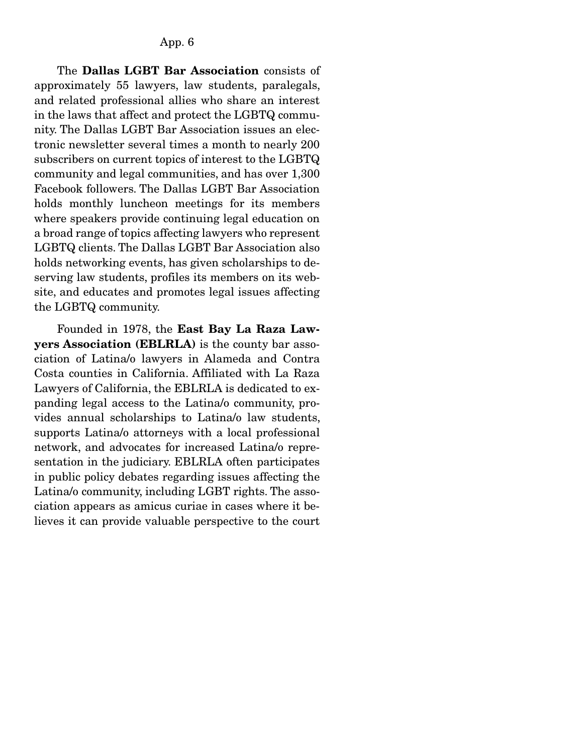The **Dallas LGBT Bar Association** consists of approximately 55 lawyers, law students, paralegals, and related professional allies who share an interest in the laws that affect and protect the LGBTQ community. The Dallas LGBT Bar Association issues an electronic newsletter several times a month to nearly 200 subscribers on current topics of interest to the LGBTQ community and legal communities, and has over 1,300 Facebook followers. The Dallas LGBT Bar Association holds monthly luncheon meetings for its members where speakers provide continuing legal education on a broad range of topics affecting lawyers who represent LGBTQ clients. The Dallas LGBT Bar Association also holds networking events, has given scholarships to deserving law students, profiles its members on its website, and educates and promotes legal issues affecting the LGBTQ community.

Founded in 1978, the **East Bay La Raza Lawyers Association (EBLRLA)** is the county bar association of Latina/o lawyers in Alameda and Contra Costa counties in California. Affiliated with La Raza Lawyers of California, the EBLRLA is dedicated to expanding legal access to the Latina/o community, provides annual scholarships to Latina/o law students, supports Latina/o attorneys with a local professional network, and advocates for increased Latina/o representation in the judiciary. EBLRLA often participates in public policy debates regarding issues affecting the Latina/o community, including LGBT rights. The association appears as amicus curiae in cases where it believes it can provide valuable perspective to the court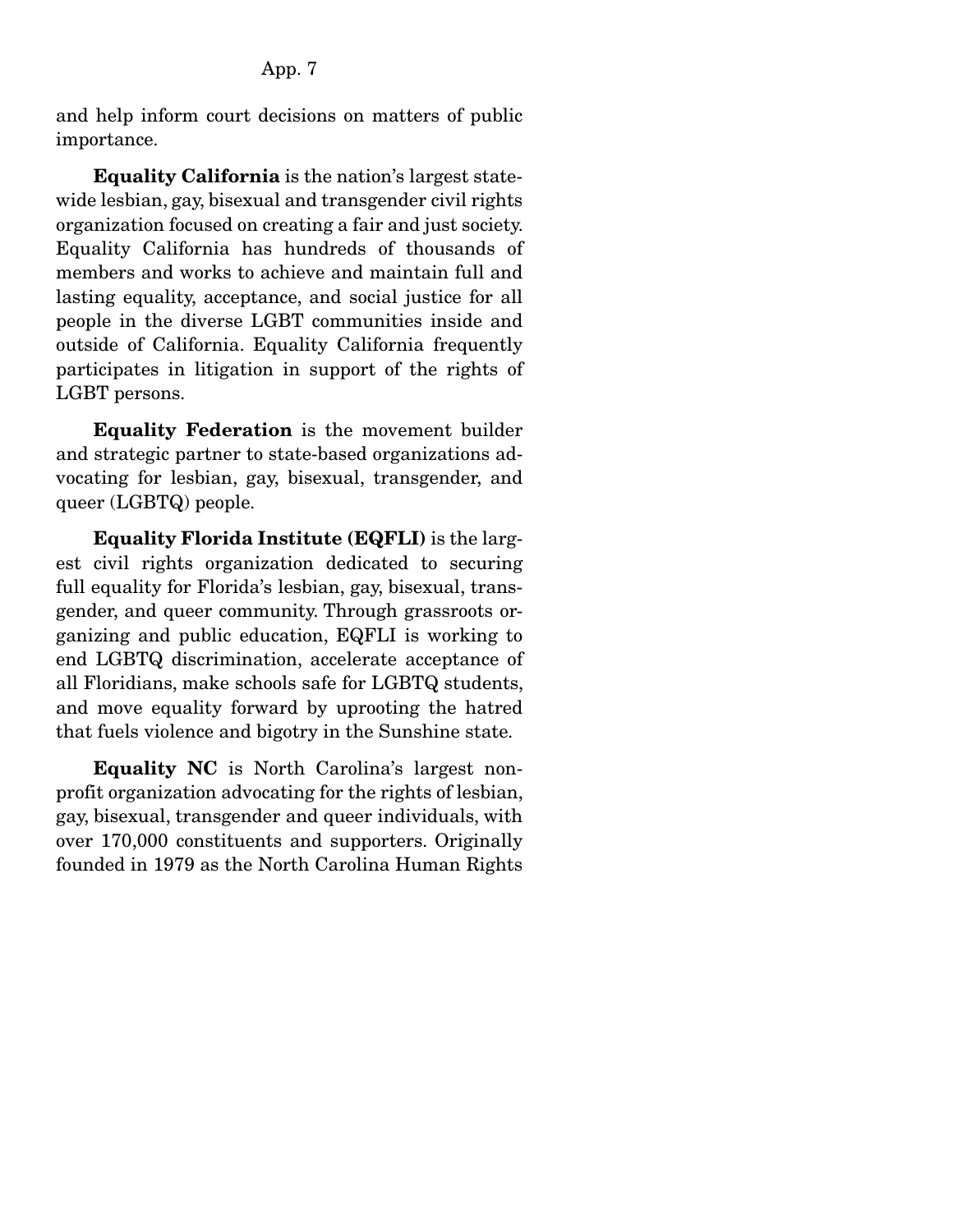and help inform court decisions on matters of public importance.

**Equality California** is the nation's largest statewide lesbian, gay, bisexual and transgender civil rights organization focused on creating a fair and just society. Equality California has hundreds of thousands of members and works to achieve and maintain full and lasting equality, acceptance, and social justice for all people in the diverse LGBT communities inside and outside of California. Equality California frequently participates in litigation in support of the rights of LGBT persons.

**Equality Federation** is the movement builder and strategic partner to state-based organizations advocating for lesbian, gay, bisexual, transgender, and queer (LGBTQ) people.

**Equality Florida Institute (EQFLI)** is the largest civil rights organization dedicated to securing full equality for Florida's lesbian, gay, bisexual, transgender, and queer community. Through grassroots organizing and public education, EQFLI is working to end LGBTQ discrimination, accelerate acceptance of all Floridians, make schools safe for LGBTQ students, and move equality forward by uprooting the hatred that fuels violence and bigotry in the Sunshine state.

**Equality NC** is North Carolina's largest non-profit organization advocating for the rights of lesbian, gay, bisexual, transgender and queer individuals, with over 170,000 constituents and supporters. Originally founded in 1979 as the North Carolina Human Rights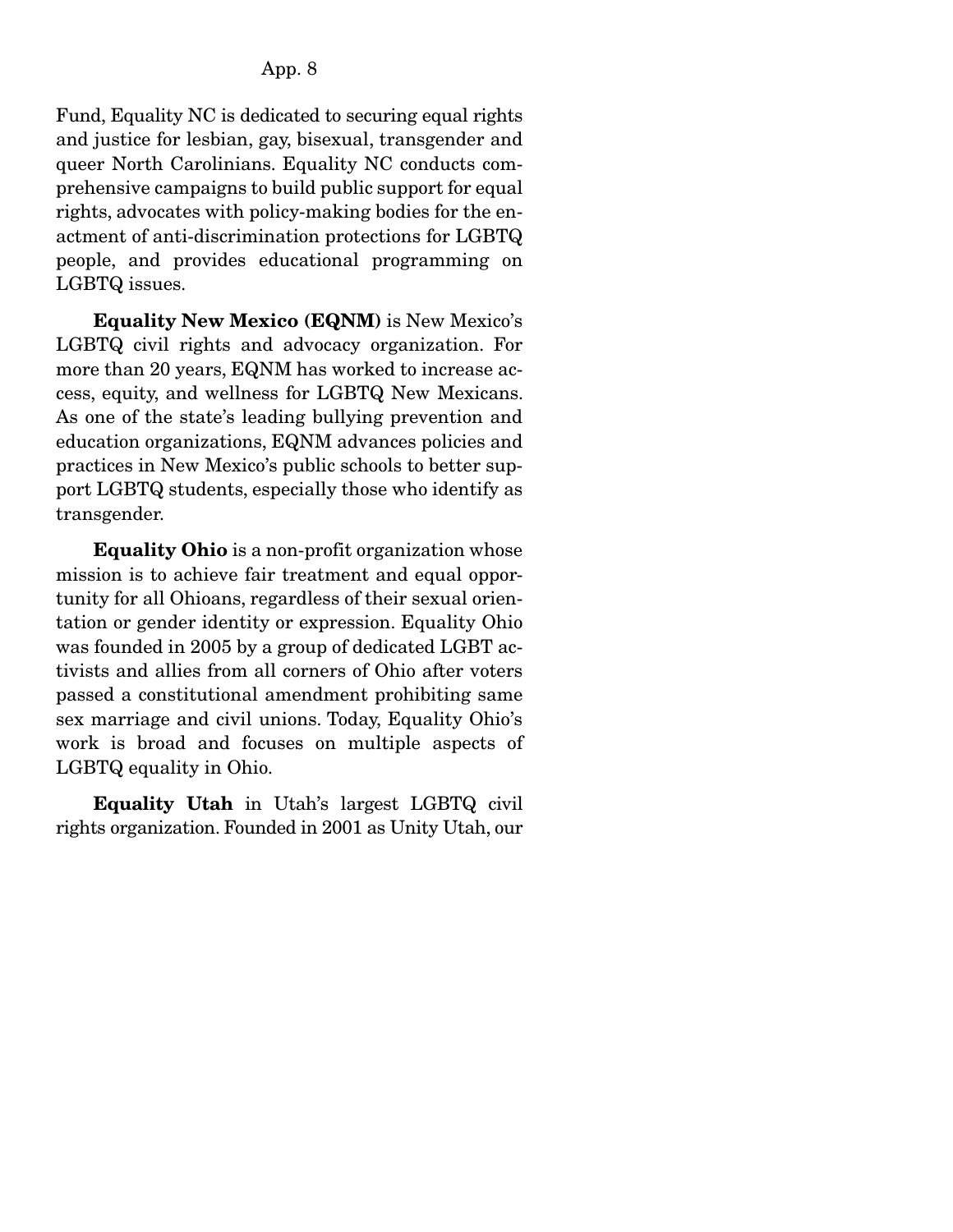Fund, Equality NC is dedicated to securing equal rights and justice for lesbian, gay, bisexual, transgender and queer North Carolinians. Equality NC conducts comprehensive campaigns to build public support for equal rights, advocates with policy-making bodies for the enactment of anti-discrimination protections for LGBTQ people, and provides educational programming on LGBTQ issues.

**Equality New Mexico (EQNM)** is New Mexico's LGBTQ civil rights and advocacy organization. For more than 20 years, EQNM has worked to increase access, equity, and wellness for LGBTQ New Mexicans. As one of the state's leading bullying prevention and education organizations, EQNM advances policies and practices in New Mexico's public schools to better support LGBTQ students, especially those who identify as transgender.

**Equality Ohio** is a non-profit organization whose mission is to achieve fair treatment and equal opportunity for all Ohioans, regardless of their sexual orientation or gender identity or expression. Equality Ohio was founded in 2005 by a group of dedicated LGBT activists and allies from all corners of Ohio after voters passed a constitutional amendment prohibiting same sex marriage and civil unions. Today, Equality Ohio's work is broad and focuses on multiple aspects of LGBTQ equality in Ohio.

**Equality Utah** in Utah's largest LGBTQ civil rights organization. Founded in 2001 as Unity Utah, our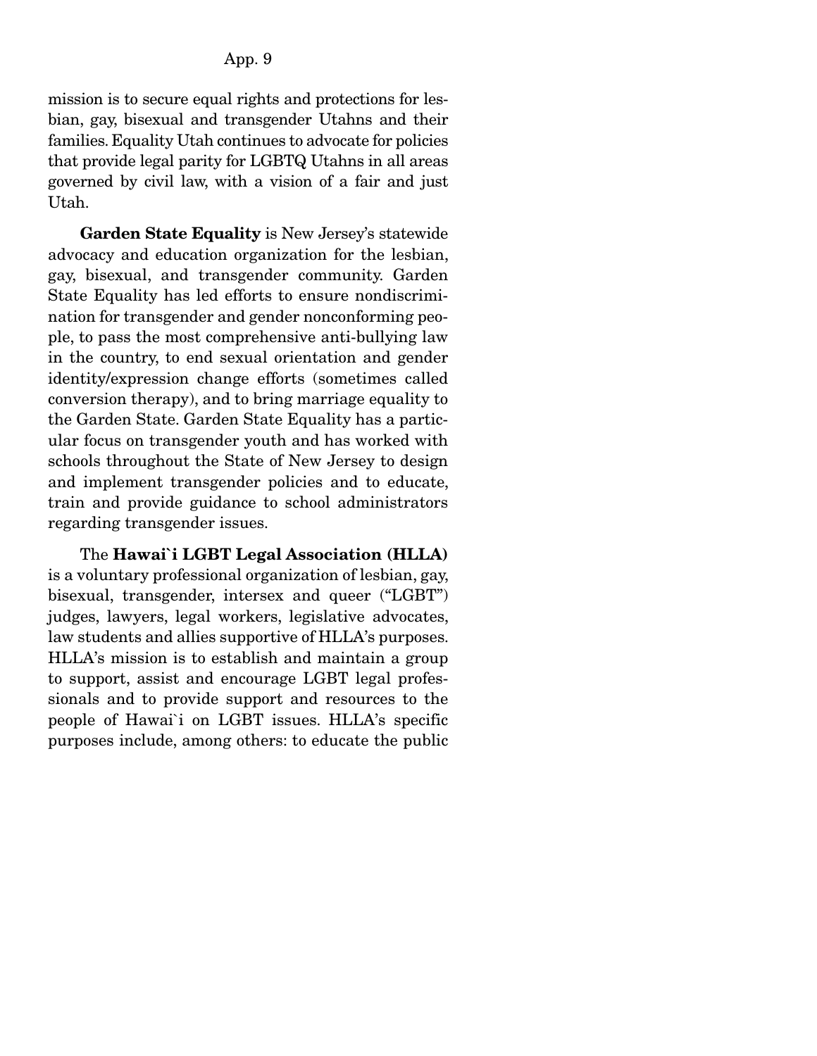mission is to secure equal rights and protections for lesbian, gay, bisexual and transgender Utahns and their families. Equality Utah continues to advocate for policies that provide legal parity for LGBTQ Utahns in all areas governed by civil law, with a vision of a fair and just Utah.

**Garden State Equality** is New Jersey's statewide advocacy and education organization for the lesbian, gay, bisexual, and transgender community. Garden State Equality has led efforts to ensure nondiscrimination for transgender and gender nonconforming people, to pass the most comprehensive anti-bullying law in the country, to end sexual orientation and gender identity/expression change efforts (sometimes called conversion therapy), and to bring marriage equality to the Garden State. Garden State Equality has a particular focus on transgender youth and has worked with schools throughout the State of New Jersey to design and implement transgender policies and to educate, train and provide guidance to school administrators regarding transgender issues.

The **Hawai`i LGBT Legal Association (HLLA)** is a voluntary professional organization of lesbian, gay, bisexual, transgender, intersex and queer ("LGBT") judges, lawyers, legal workers, legislative advocates, law students and allies supportive of HLLA's purposes. HLLA's mission is to establish and maintain a group to support, assist and encourage LGBT legal professionals and to provide support and resources to the people of Hawai`i on LGBT issues. HLLA's specific purposes include, among others: to educate the public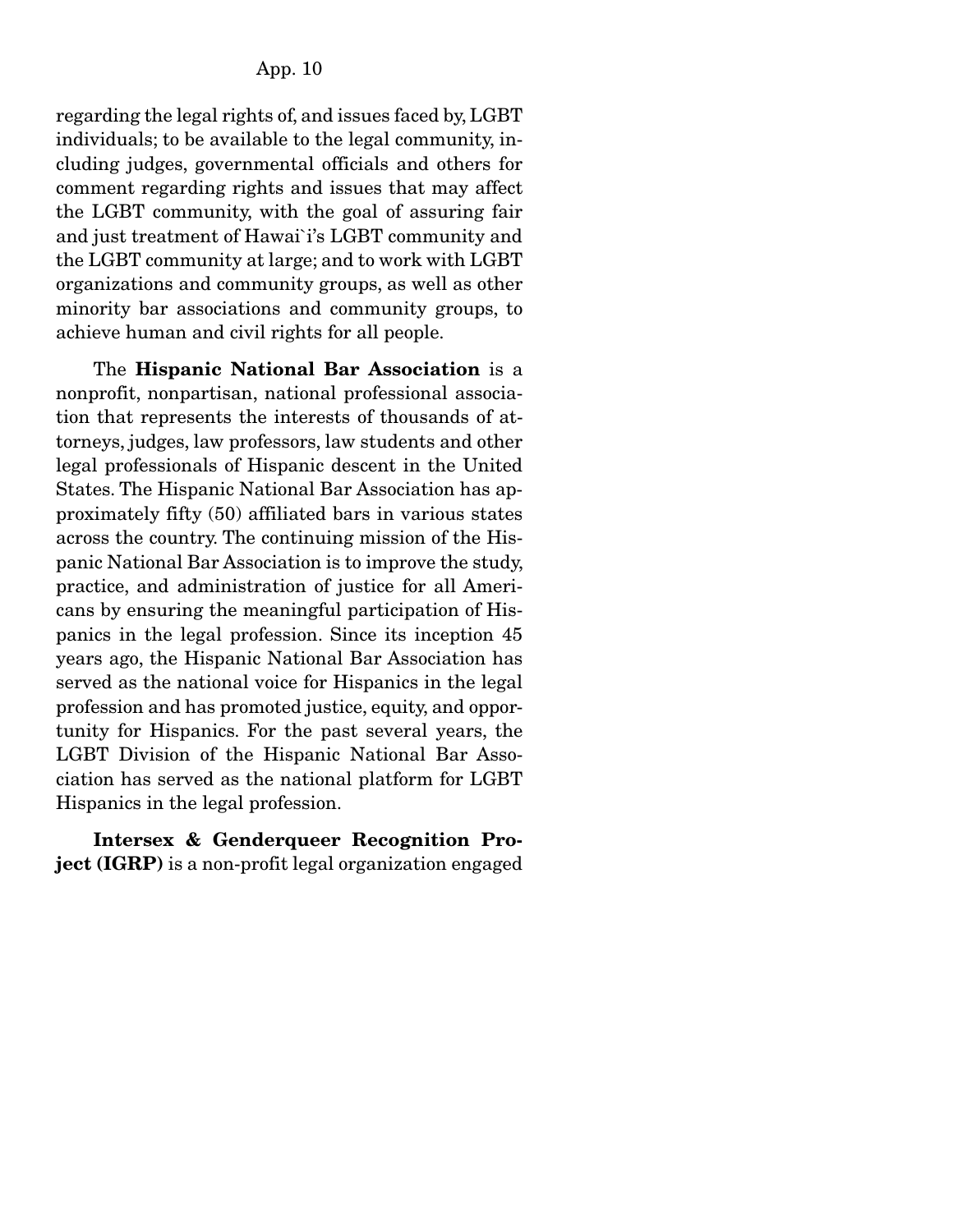regarding the legal rights of, and issues faced by, LGBT individuals; to be available to the legal community, including judges, governmental officials and others for comment regarding rights and issues that may affect the LGBT community, with the goal of assuring fair and just treatment of Hawai`i's LGBT community and the LGBT community at large; and to work with LGBT organizations and community groups, as well as other minority bar associations and community groups, to achieve human and civil rights for all people.

The **Hispanic National Bar Association** is a nonprofit, nonpartisan, national professional association that represents the interests of thousands of attorneys, judges, law professors, law students and other legal professionals of Hispanic descent in the United States. The Hispanic National Bar Association has approximately fifty (50) affiliated bars in various states across the country. The continuing mission of the Hispanic National Bar Association is to improve the study, practice, and administration of justice for all Americans by ensuring the meaningful participation of Hispanics in the legal profession. Since its inception 45 years ago, the Hispanic National Bar Association has served as the national voice for Hispanics in the legal profession and has promoted justice, equity, and opportunity for Hispanics. For the past several years, the LGBT Division of the Hispanic National Bar Association has served as the national platform for LGBT Hispanics in the legal profession.

**Intersex & Genderqueer Recognition Project (IGRP)** is a non-profit legal organization engaged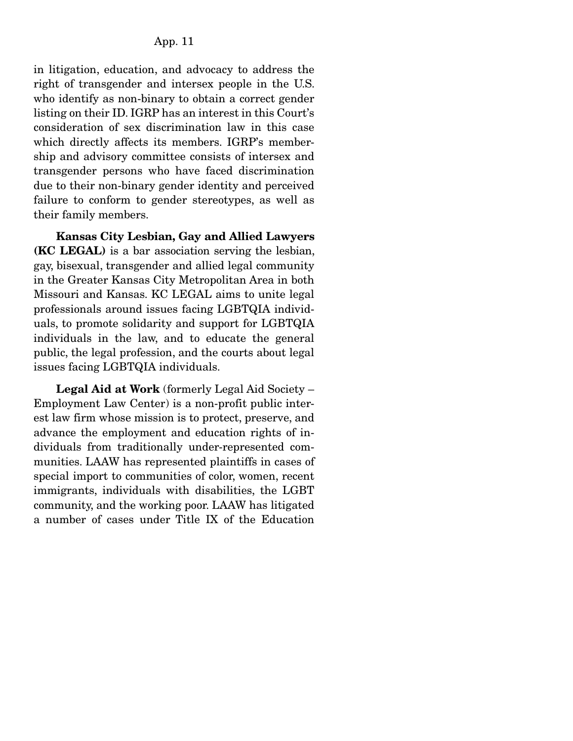in litigation, education, and advocacy to address the right of transgender and intersex people in the U.S. who identify as non-binary to obtain a correct gender listing on their ID. IGRP has an interest in this Court's consideration of sex discrimination law in this case which directly affects its members. IGRP's membership and advisory committee consists of intersex and transgender persons who have faced discrimination due to their non-binary gender identity and perceived failure to conform to gender stereotypes, as well as their family members.

**Kansas City Lesbian, Gay and Allied Lawyers (KC LEGAL)** is a bar association serving the lesbian, gay, bisexual, transgender and allied legal community in the Greater Kansas City Metropolitan Area in both Missouri and Kansas. KC LEGAL aims to unite legal professionals around issues facing LGBTQIA individuals, to promote solidarity and support for LGBTQIA individuals in the law, and to educate the general public, the legal profession, and the courts about legal issues facing LGBTQIA individuals.

**Legal Aid at Work** (formerly Legal Aid Society – Employment Law Center) is a non-profit public interest law firm whose mission is to protect, preserve, and advance the employment and education rights of individuals from traditionally under-represented communities. LAAW has represented plaintiffs in cases of special import to communities of color, women, recent immigrants, individuals with disabilities, the LGBT community, and the working poor. LAAW has litigated a number of cases under Title IX of the Education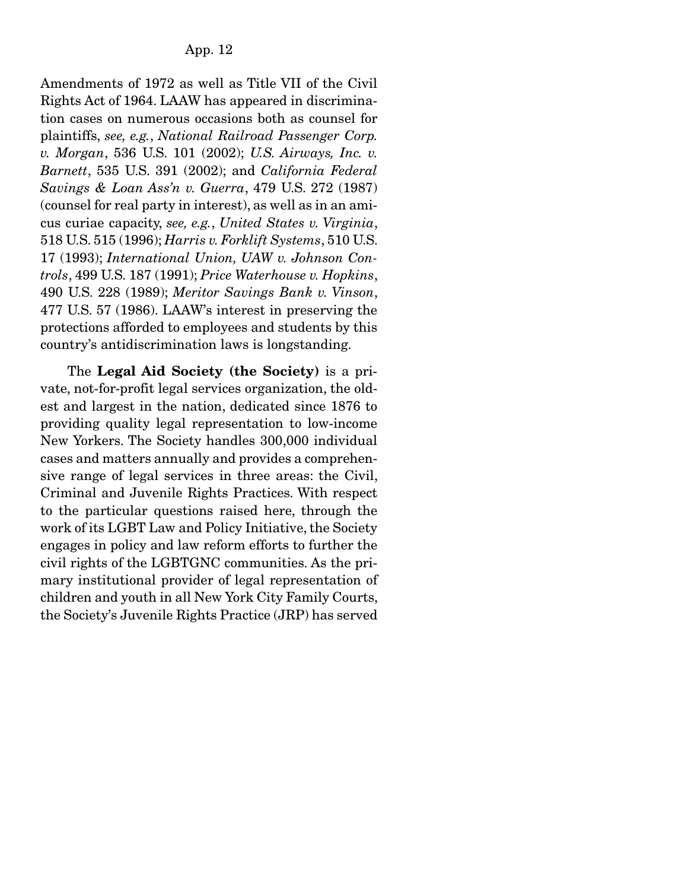Amendments of 1972 as well as Title VII of the Civil Rights Act of 1964. LAAW has appeared in discrimination cases on numerous occasions both as counsel for plaintiffs, *see, e.g.*, *National Railroad Passenger Corp. v. Morgan*, 536 U.S. 101 (2002); *U.S. Airways, Inc. v. Barnett*, 535 U.S. 391 (2002); and *California Federal Savings & Loan Ass'n v. Guerra*, 479 U.S. 272 (1987) (counsel for real party in interest), as well as in an amicus curiae capacity, *see, e.g.*, *United States v. Virginia*, 518 U.S. 515 (1996); *Harris v. Forklift Systems*, 510 U.S. 17 (1993); *International Union, UAW v. Johnson Controls*, 499 U.S. 187 (1991); *Price Waterhouse v. Hopkins*, 490 U.S. 228 (1989); *Meritor Savings Bank v. Vinson*, 477 U.S. 57 (1986). LAAW's interest in preserving the protections afforded to employees and students by this country's antidiscrimination laws is longstanding.

The **Legal Aid Society (the Society)** is a private, not-for-profit legal services organization, the oldest and largest in the nation, dedicated since 1876 to providing quality legal representation to low-income New Yorkers. The Society handles 300,000 individual cases and matters annually and provides a comprehensive range of legal services in three areas: the Civil, Criminal and Juvenile Rights Practices. With respect to the particular questions raised here, through the work of its LGBT Law and Policy Initiative, the Society engages in policy and law reform efforts to further the civil rights of the LGBTGNC communities. As the primary institutional provider of legal representation of children and youth in all New York City Family Courts, the Society's Juvenile Rights Practice (JRP) has served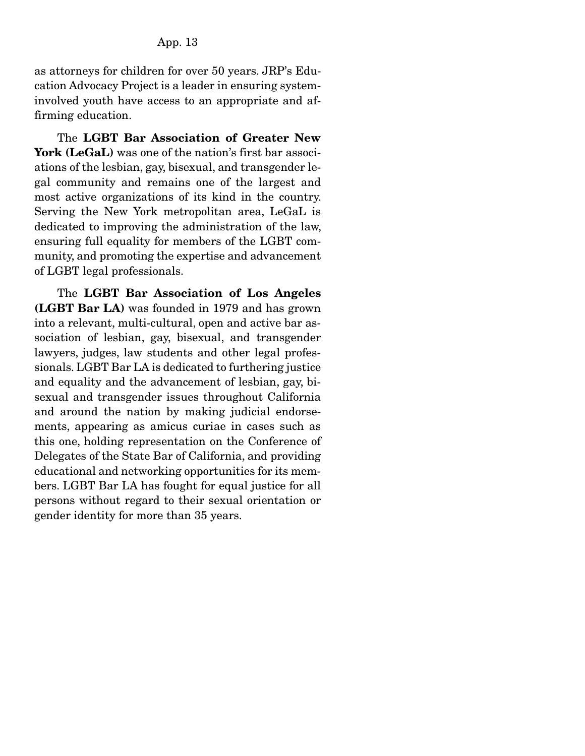as attorneys for children for over 50 years. JRP's Education Advocacy Project is a leader in ensuring system-involved youth have access to an appropriate and affirming education.

The **LGBT Bar Association of Greater New York (LeGaL)** was one of the nation's first bar associations of the lesbian, gay, bisexual, and transgender legal community and remains one of the largest and most active organizations of its kind in the country. Serving the New York metropolitan area, LeGaL is dedicated to improving the administration of the law, ensuring full equality for members of the LGBT community, and promoting the expertise and advancement of LGBT legal professionals.

The **LGBT Bar Association of Los Angeles (LGBT Bar LA)** was founded in 1979 and has grown into a relevant, multi-cultural, open and active bar association of lesbian, gay, bisexual, and transgender lawyers, judges, law students and other legal professionals. LGBT Bar LA is dedicated to furthering justice and equality and the advancement of lesbian, gay, bisexual and transgender issues throughout California and around the nation by making judicial endorsements, appearing as amicus curiae in cases such as this one, holding representation on the Conference of Delegates of the State Bar of California, and providing educational and networking opportunities for its members. LGBT Bar LA has fought for equal justice for all persons without regard to their sexual orientation or gender identity for more than 35 years.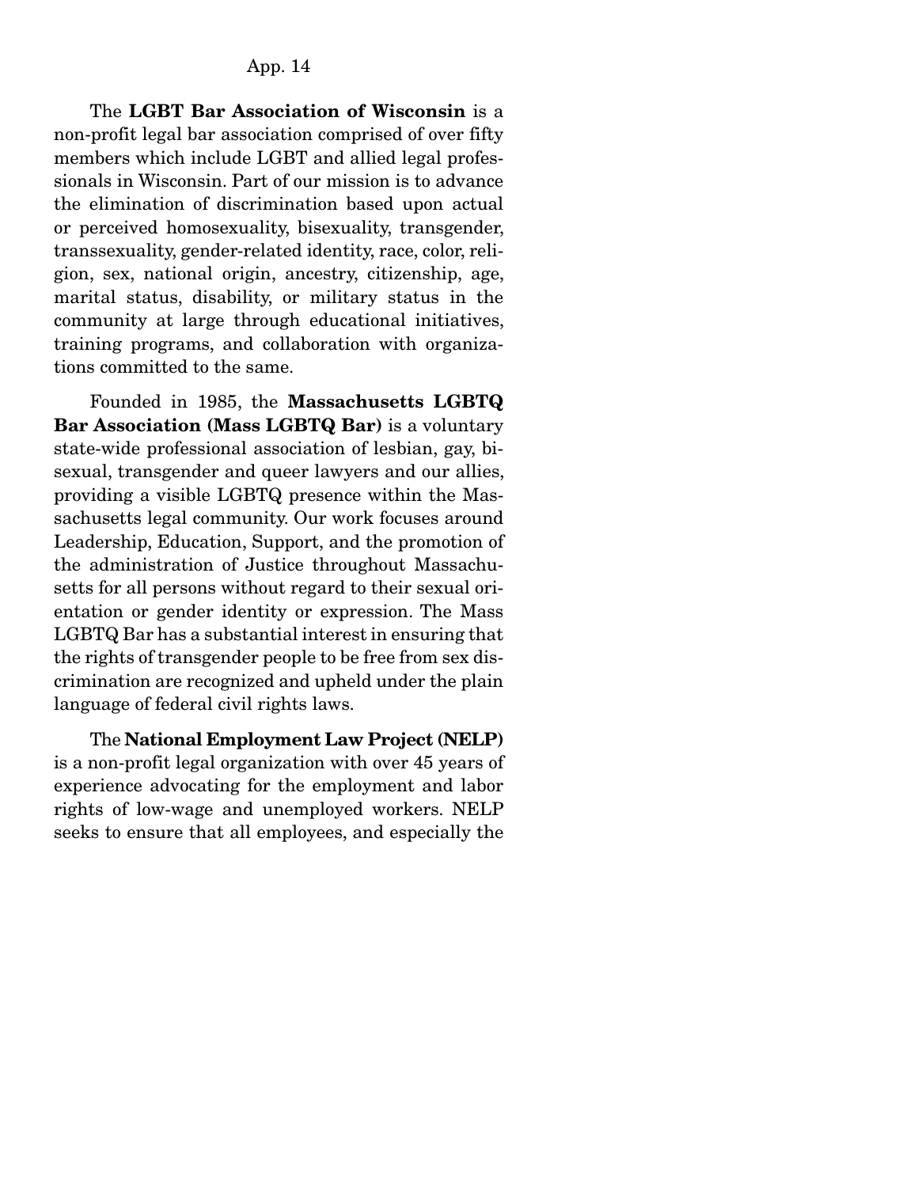The **LGBT Bar Association of Wisconsin** is a non-profit legal bar association comprised of over fifty members which include LGBT and allied legal professionals in Wisconsin. Part of our mission is to advance the elimination of discrimination based upon actual or perceived homosexuality, bisexuality, transgender, transsexuality, gender-related identity, race, color, religion, sex, national origin, ancestry, citizenship, age, marital status, disability, or military status in the community at large through educational initiatives, training programs, and collaboration with organizations committed to the same.

Founded in 1985, the **Massachusetts LGBTQ Bar Association (Mass LGBTQ Bar)** is a voluntary state-wide professional association of lesbian, gay, bisexual, transgender and queer lawyers and our allies, providing a visible LGBTQ presence within the Massachusetts legal community. Our work focuses around Leadership, Education, Support, and the promotion of the administration of Justice throughout Massachusetts for all persons without regard to their sexual orientation or gender identity or expression. The Mass LGBTQ Bar has a substantial interest in ensuring that the rights of transgender people to be free from sex discrimination are recognized and upheld under the plain language of federal civil rights laws.

The **National Employment Law Project (NELP)** is a non-profit legal organization with over 45 years of experience advocating for the employment and labor rights of low-wage and unemployed workers. NELP seeks to ensure that all employees, and especially the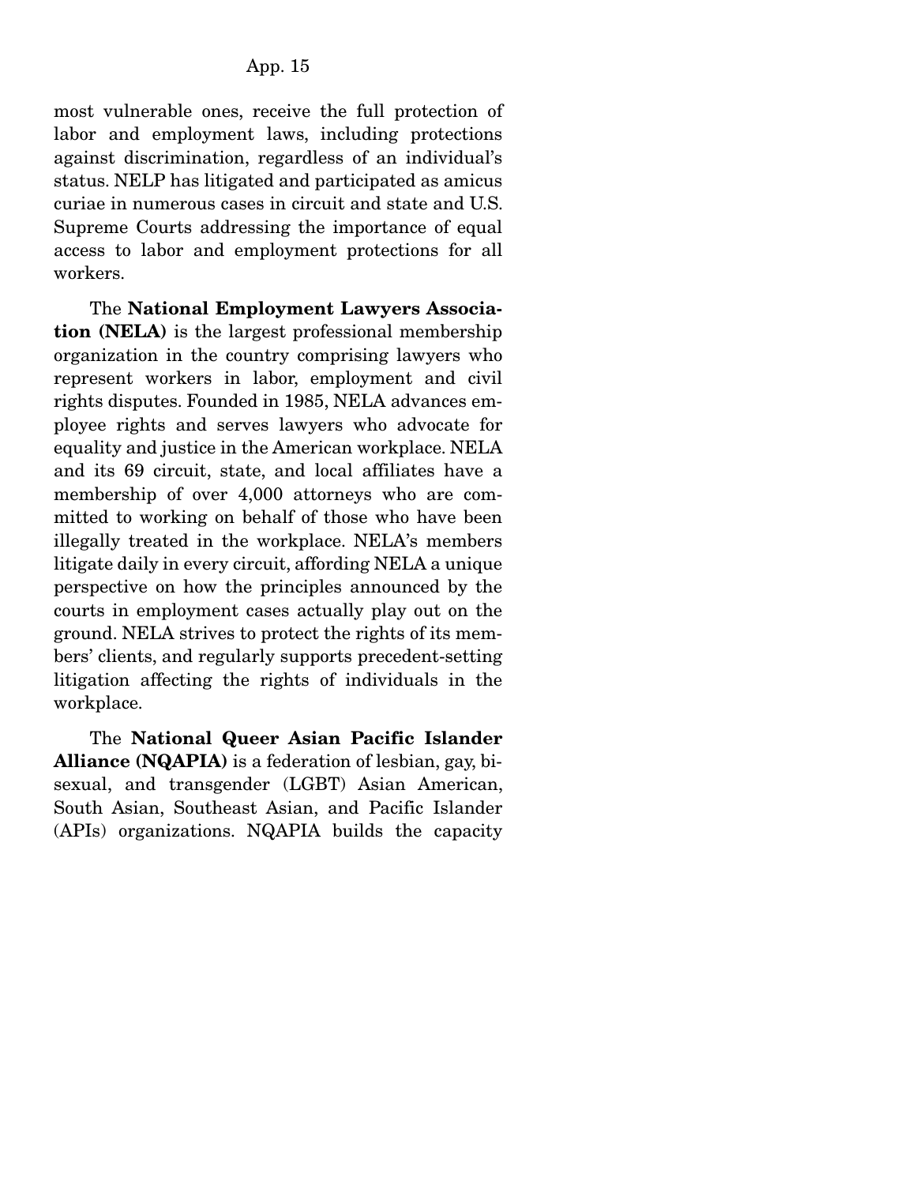most vulnerable ones, receive the full protection of labor and employment laws, including protections against discrimination, regardless of an individual's status. NELP has litigated and participated as amicus curiae in numerous cases in circuit and state and U.S. Supreme Courts addressing the importance of equal access to labor and employment protections for all workers.

The **National Employment Lawyers Association (NELA)** is the largest professional membership organization in the country comprising lawyers who represent workers in labor, employment and civil rights disputes. Founded in 1985, NELA advances employee rights and serves lawyers who advocate for equality and justice in the American workplace. NELA and its 69 circuit, state, and local affiliates have a membership of over 4,000 attorneys who are committed to working on behalf of those who have been illegally treated in the workplace. NELA's members litigate daily in every circuit, affording NELA a unique perspective on how the principles announced by the courts in employment cases actually play out on the ground. NELA strives to protect the rights of its members' clients, and regularly supports precedent-setting litigation affecting the rights of individuals in the workplace.

The **National Queer Asian Pacific Islander Alliance (NQAPIA)** is a federation of lesbian, gay, bisexual, and transgender (LGBT) Asian American, South Asian, Southeast Asian, and Pacific Islander (APIs) organizations. NQAPIA builds the capacity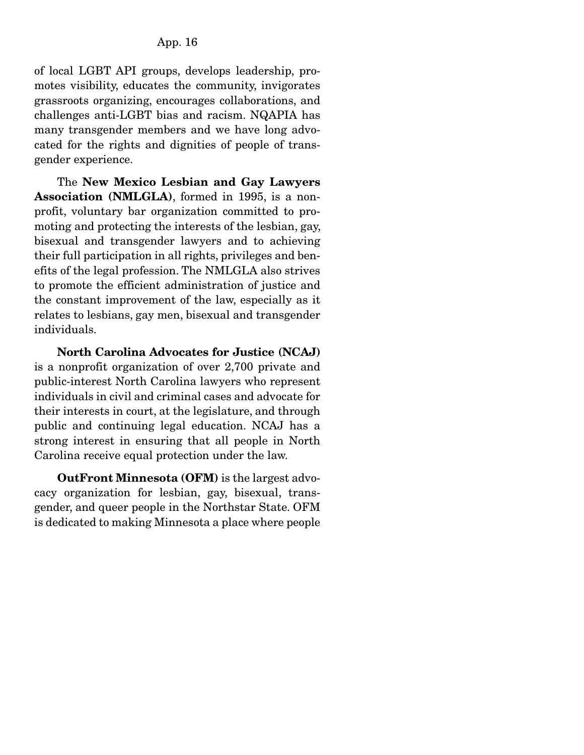of local LGBT API groups, develops leadership, promotes visibility, educates the community, invigorates grassroots organizing, encourages collaborations, and challenges anti-LGBT bias and racism. NQAPIA has many transgender members and we have long advocated for the rights and dignities of people of transgender experience.

The **New Mexico Lesbian and Gay Lawyers Association (NMLGLA)**, formed in 1995, is a non-profit, voluntary bar organization committed to promoting and protecting the interests of the lesbian, gay, bisexual and transgender lawyers and to achieving their full participation in all rights, privileges and benefits of the legal profession. The NMLGLA also strives to promote the efficient administration of justice and the constant improvement of the law, especially as it relates to lesbians, gay men, bisexual and transgender individuals.

**North Carolina Advocates for Justice (NCAJ)** is a nonprofit organization of over 2,700 private and public-interest North Carolina lawyers who represent individuals in civil and criminal cases and advocate for their interests in court, at the legislature, and through public and continuing legal education. NCAJ has a strong interest in ensuring that all people in North Carolina receive equal protection under the law.

**OutFront Minnesota (OFM)** is the largest advocacy organization for lesbian, gay, bisexual, transgender, and queer people in the Northstar State. OFM is dedicated to making Minnesota a place where people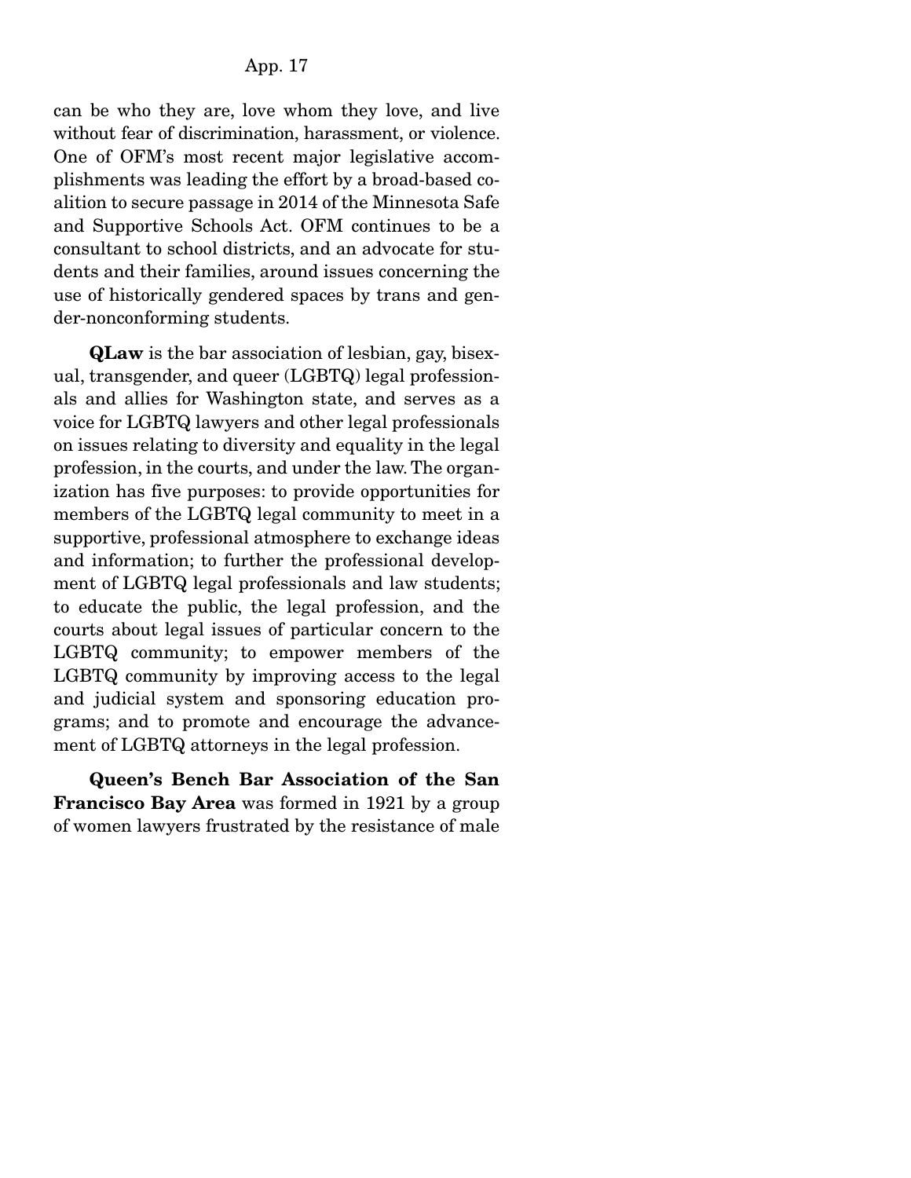can be who they are, love whom they love, and live without fear of discrimination, harassment, or violence. One of OFM's most recent major legislative accomplishments was leading the effort by a broad-based coalition to secure passage in 2014 of the Minnesota Safe and Supportive Schools Act. OFM continues to be a consultant to school districts, and an advocate for students and their families, around issues concerning the use of historically gendered spaces by trans and gender-nonconforming students.

**QLaw** is the bar association of lesbian, gay, bisexual, transgender, and queer (LGBTQ) legal professionals and allies for Washington state, and serves as a voice for LGBTQ lawyers and other legal professionals on issues relating to diversity and equality in the legal profession, in the courts, and under the law. The organization has five purposes: to provide opportunities for members of the LGBTQ legal community to meet in a supportive, professional atmosphere to exchange ideas and information; to further the professional development of LGBTQ legal professionals and law students; to educate the public, the legal profession, and the courts about legal issues of particular concern to the LGBTQ community; to empower members of the LGBTQ community by improving access to the legal and judicial system and sponsoring education programs; and to promote and encourage the advancement of LGBTQ attorneys in the legal profession.

**Queen's Bench Bar Association of the San Francisco Bay Area** was formed in 1921 by a group of women lawyers frustrated by the resistance of male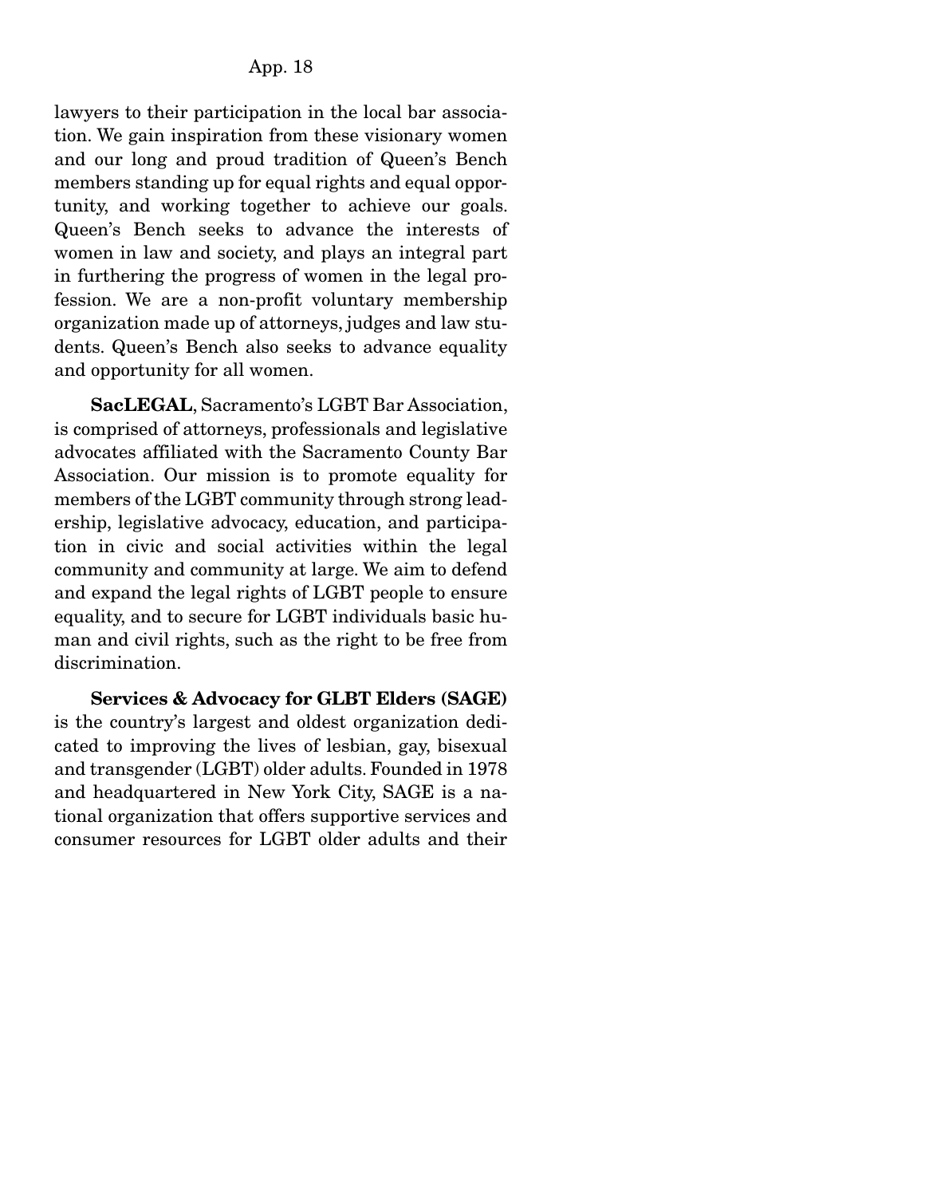lawyers to their participation in the local bar association. We gain inspiration from these visionary women and our long and proud tradition of Queen's Bench members standing up for equal rights and equal opportunity, and working together to achieve our goals. Queen's Bench seeks to advance the interests of women in law and society, and plays an integral part in furthering the progress of women in the legal profession. We are a non-profit voluntary membership organization made up of attorneys, judges and law students. Queen's Bench also seeks to advance equality and opportunity for all women.

**SacLEGAL**, Sacramento's LGBT Bar Association, is comprised of attorneys, professionals and legislative advocates affiliated with the Sacramento County Bar Association. Our mission is to promote equality for members of the LGBT community through strong leadership, legislative advocacy, education, and participation in civic and social activities within the legal community and community at large. We aim to defend and expand the legal rights of LGBT people to ensure equality, and to secure for LGBT individuals basic human and civil rights, such as the right to be free from discrimination.

**Services & Advocacy for GLBT Elders (SAGE)** is the country's largest and oldest organization dedicated to improving the lives of lesbian, gay, bisexual and transgender (LGBT) older adults. Founded in 1978 and headquartered in New York City, SAGE is a national organization that offers supportive services and consumer resources for LGBT older adults and their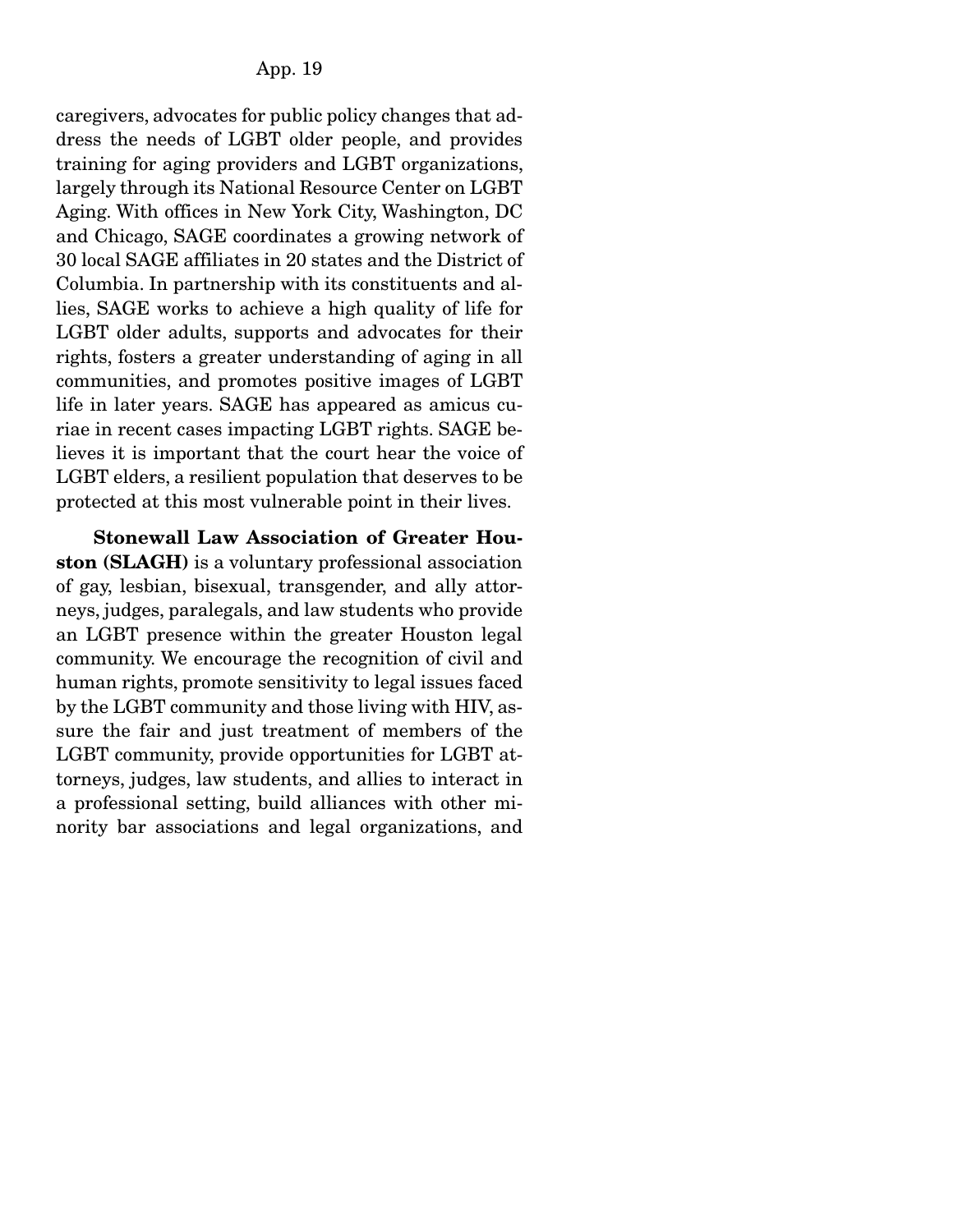caregivers, advocates for public policy changes that address the needs of LGBT older people, and provides training for aging providers and LGBT organizations, largely through its National Resource Center on LGBT Aging. With offices in New York City, Washington, DC and Chicago, SAGE coordinates a growing network of 30 local SAGE affiliates in 20 states and the District of Columbia. In partnership with its constituents and allies, SAGE works to achieve a high quality of life for LGBT older adults, supports and advocates for their rights, fosters a greater understanding of aging in all communities, and promotes positive images of LGBT life in later years. SAGE has appeared as amicus curiae in recent cases impacting LGBT rights. SAGE believes it is important that the court hear the voice of LGBT elders, a resilient population that deserves to be protected at this most vulnerable point in their lives.

**Stonewall Law Association of Greater Houston (SLAGH)** is a voluntary professional association of gay, lesbian, bisexual, transgender, and ally attorneys, judges, paralegals, and law students who provide an LGBT presence within the greater Houston legal community. We encourage the recognition of civil and human rights, promote sensitivity to legal issues faced by the LGBT community and those living with HIV, assure the fair and just treatment of members of the LGBT community, provide opportunities for LGBT attorneys, judges, law students, and allies to interact in a professional setting, build alliances with other minority bar associations and legal organizations, and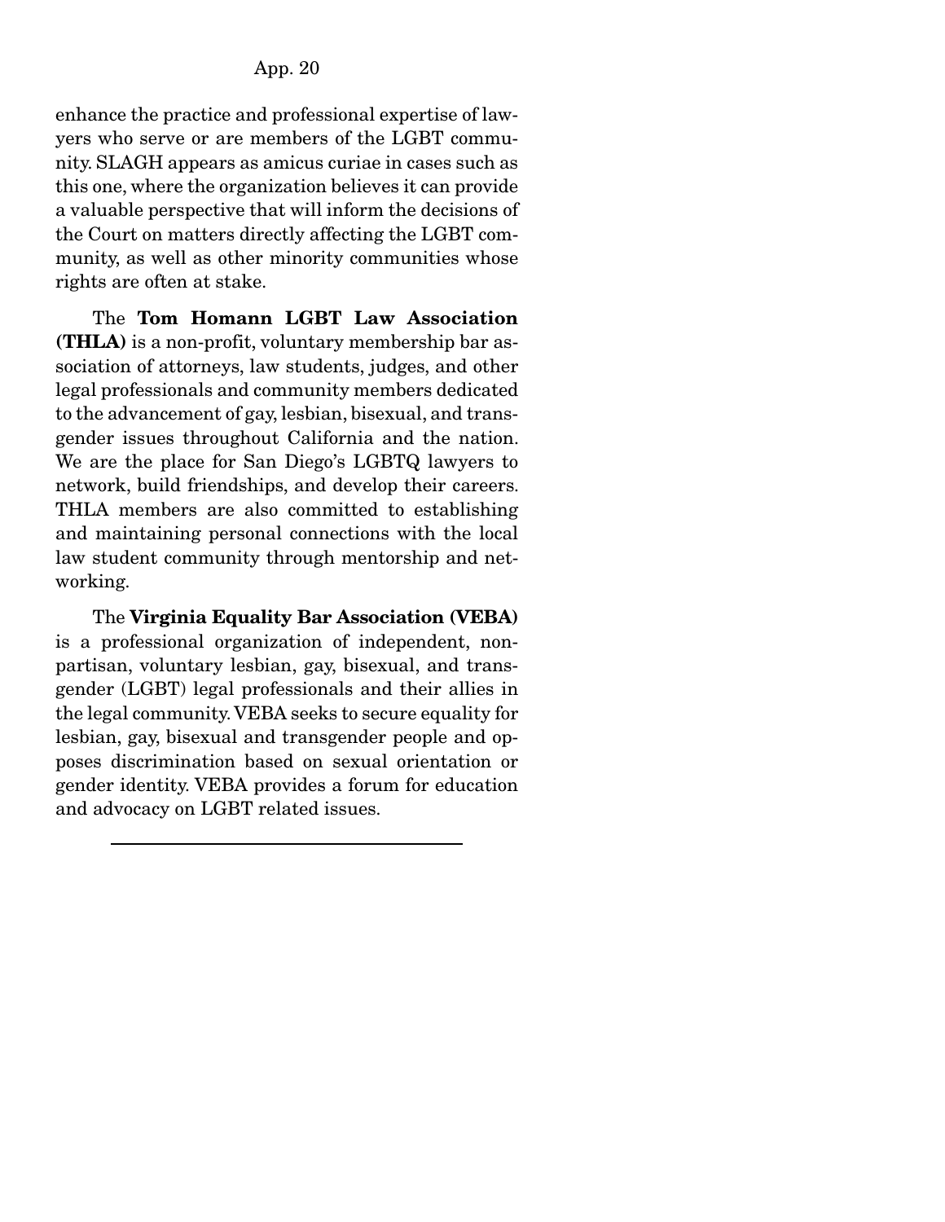enhance the practice and professional expertise of lawyers who serve or are members of the LGBT community. SLAGH appears as amicus curiae in cases such as this one, where the organization believes it can provide a valuable perspective that will inform the decisions of the Court on matters directly affecting the LGBT community, as well as other minority communities whose rights are often at stake.

The **Tom Homann LGBT Law Association (THLA)** is a non-profit, voluntary membership bar association of attorneys, law students, judges, and other legal professionals and community members dedicated to the advancement of gay, lesbian, bisexual, and transgender issues throughout California and the nation. We are the place for San Diego's LGBTQ lawyers to network, build friendships, and develop their careers. THLA members are also committed to establishing and maintaining personal connections with the local law student community through mentorship and networking.

The **Virginia Equality Bar Association (VEBA)** is a professional organization of independent, nonpartisan, voluntary lesbian, gay, bisexual, and transgender (LGBT) legal professionals and their allies in the legal community. VEBA seeks to secure equality for lesbian, gay, bisexual and transgender people and opposes discrimination based on sexual orientation or gender identity. VEBA provides a forum for education and advocacy on LGBT related issues.

---